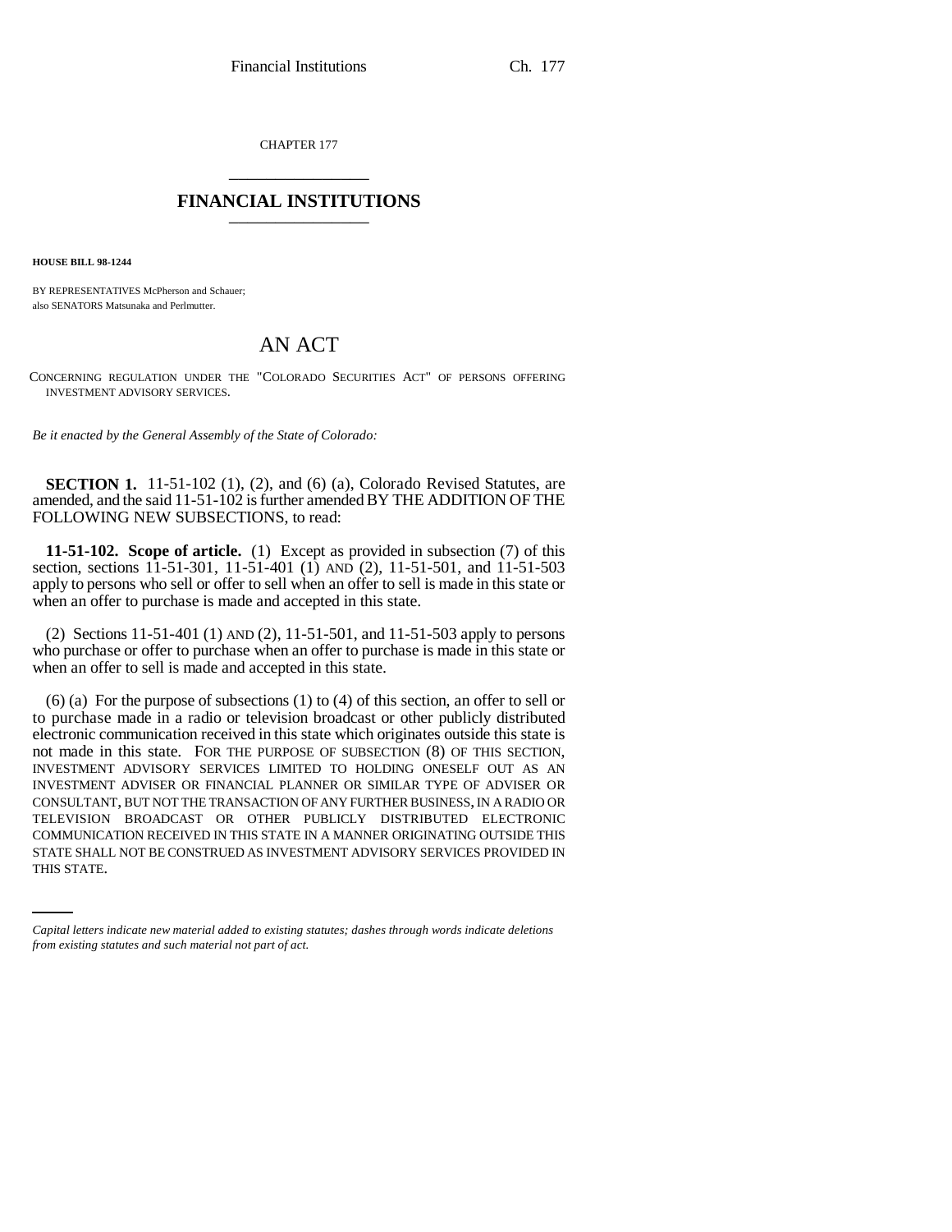CHAPTER 177

# FINANCIAL INSTITUTIONS

**HOUSE BILL 98-1244**

BY REPRESENTATIVES McPherson and Schauer;
also SENATORS Matsunaka and Perlmutter.

# AN ACT

CONCERNING REGULATION UNDER THE "COLORADO SECURITIES ACT" OF PERSONS OFFERING INVESTMENT ADVISORY SERVICES.

*Be it enacted by the General Assembly of the State of Colorado:*

**SECTION 1.** 11-51-102 (1), (2), and (6) (a), Colorado Revised Statutes, are amended, and the said 11-51-102 is further amended BY THE ADDITION OF THE FOLLOWING NEW SUBSECTIONS, to read:

**11-51-102. Scope of article.** (1) Except as provided in subsection (7) of this section, sections 11-51-301, 11-51-401 (1) AND (2), 11-51-501, and 11-51-503 apply to persons who sell or offer to sell when an offer to sell is made in this state or when an offer to purchase is made and accepted in this state.

(2) Sections 11-51-401 (1) AND (2), 11-51-501, and 11-51-503 apply to persons who purchase or offer to purchase when an offer to purchase is made in this state or when an offer to sell is made and accepted in this state.

(6) (a) For the purpose of subsections (1) to (4) of this section, an offer to sell or to purchase made in a radio or television broadcast or other publicly distributed electronic communication received in this state which originates outside this state is not made in this state. FOR THE PURPOSE OF SUBSECTION (8) OF THIS SECTION, INVESTMENT ADVISORY SERVICES LIMITED TO HOLDING ONESELF OUT AS AN INVESTMENT ADVISER OR FINANCIAL PLANNER OR SIMILAR TYPE OF ADVISER OR CONSULTANT, BUT NOT THE TRANSACTION OF ANY FURTHER BUSINESS, IN A RADIO OR TELEVISION BROADCAST OR OTHER PUBLICLY DISTRIBUTED ELECTRONIC COMMUNICATION RECEIVED IN THIS STATE IN A MANNER ORIGINATING OUTSIDE THIS STATE SHALL NOT BE CONSTRUED AS INVESTMENT ADVISORY SERVICES PROVIDED IN THIS STATE.

*Capital letters indicate new material added to existing statutes; dashes through words indicate deletions from existing statutes and such material not part of act.*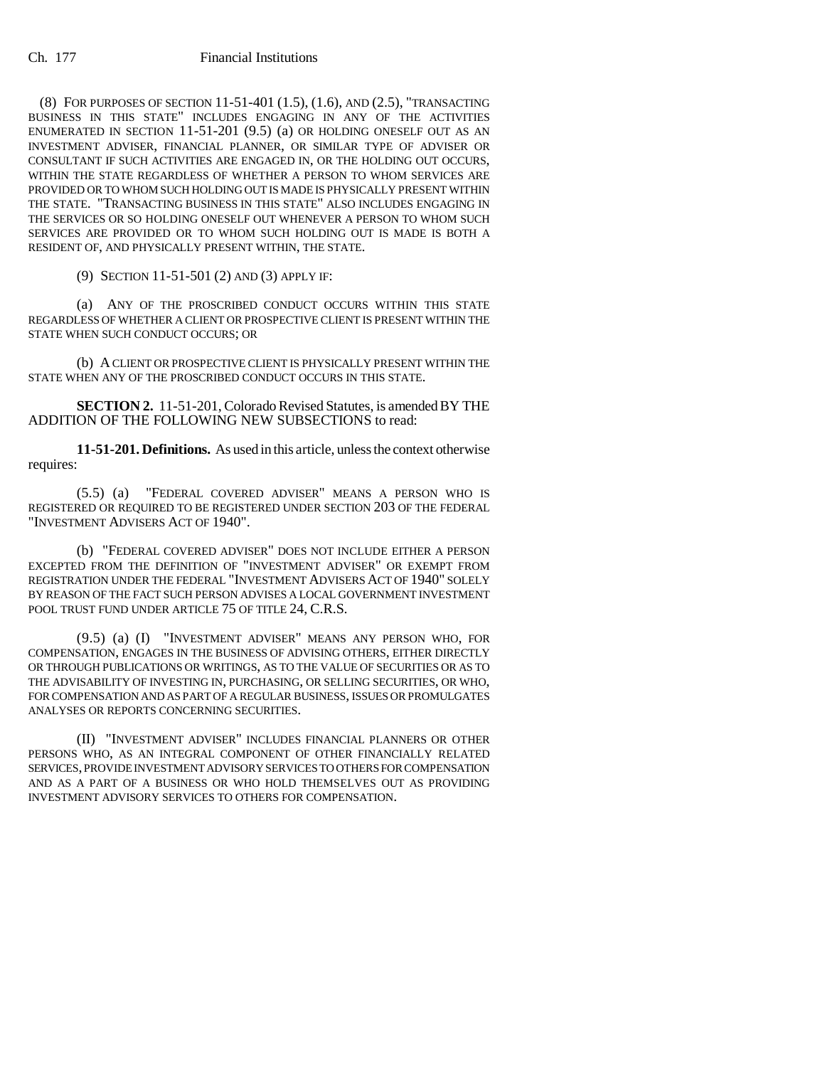(8) FOR PURPOSES OF SECTION 11-51-401 (1.5), (1.6), AND (2.5), "TRANSACTING BUSINESS IN THIS STATE" INCLUDES ENGAGING IN ANY OF THE ACTIVITIES ENUMERATED IN SECTION 11-51-201 (9.5) (a) OR HOLDING ONESELF OUT AS AN INVESTMENT ADVISER, FINANCIAL PLANNER, OR SIMILAR TYPE OF ADVISER OR CONSULTANT IF SUCH ACTIVITIES ARE ENGAGED IN, OR THE HOLDING OUT OCCURS, WITHIN THE STATE REGARDLESS OF WHETHER A PERSON TO WHOM SERVICES ARE PROVIDED OR TO WHOM SUCH HOLDING OUT IS MADE IS PHYSICALLY PRESENT WITHIN THE STATE. "TRANSACTING BUSINESS IN THIS STATE" ALSO INCLUDES ENGAGING IN THE SERVICES OR SO HOLDING ONESELF OUT WHENEVER A PERSON TO WHOM SUCH SERVICES ARE PROVIDED OR TO WHOM SUCH HOLDING OUT IS MADE IS BOTH A RESIDENT OF, AND PHYSICALLY PRESENT WITHIN, THE STATE.

(9) SECTION 11-51-501 (2) AND (3) APPLY IF:

(a) ANY OF THE PROSCRIBED CONDUCT OCCURS WITHIN THIS STATE REGARDLESS OF WHETHER A CLIENT OR PROSPECTIVE CLIENT IS PRESENT WITHIN THE STATE WHEN SUCH CONDUCT OCCURS; OR

(b) A CLIENT OR PROSPECTIVE CLIENT IS PHYSICALLY PRESENT WITHIN THE STATE WHEN ANY OF THE PROSCRIBED CONDUCT OCCURS IN THIS STATE.

**SECTION 2.** 11-51-201, Colorado Revised Statutes, is amended BY THE ADDITION OF THE FOLLOWING NEW SUBSECTIONS to read:

**11-51-201. Definitions.** As used in this article, unless the context otherwise requires:

(5.5) (a) "FEDERAL COVERED ADVISER" MEANS A PERSON WHO IS REGISTERED OR REQUIRED TO BE REGISTERED UNDER SECTION 203 OF THE FEDERAL "INVESTMENT ADVISERS ACT OF 1940".

(b) "FEDERAL COVERED ADVISER" DOES NOT INCLUDE EITHER A PERSON EXCEPTED FROM THE DEFINITION OF "INVESTMENT ADVISER" OR EXEMPT FROM REGISTRATION UNDER THE FEDERAL "INVESTMENT ADVISERS ACT OF 1940" SOLELY BY REASON OF THE FACT SUCH PERSON ADVISES A LOCAL GOVERNMENT INVESTMENT POOL TRUST FUND UNDER ARTICLE 75 OF TITLE 24, C.R.S.

(9.5) (a) (I) "INVESTMENT ADVISER" MEANS ANY PERSON WHO, FOR COMPENSATION, ENGAGES IN THE BUSINESS OF ADVISING OTHERS, EITHER DIRECTLY OR THROUGH PUBLICATIONS OR WRITINGS, AS TO THE VALUE OF SECURITIES OR AS TO THE ADVISABILITY OF INVESTING IN, PURCHASING, OR SELLING SECURITIES, OR WHO, FOR COMPENSATION AND AS PART OF A REGULAR BUSINESS, ISSUES OR PROMULGATES ANALYSES OR REPORTS CONCERNING SECURITIES.

(II) "INVESTMENT ADVISER" INCLUDES FINANCIAL PLANNERS OR OTHER PERSONS WHO, AS AN INTEGRAL COMPONENT OF OTHER FINANCIALLY RELATED SERVICES, PROVIDE INVESTMENT ADVISORY SERVICES TO OTHERS FOR COMPENSATION AND AS A PART OF A BUSINESS OR WHO HOLD THEMSELVES OUT AS PROVIDING INVESTMENT ADVISORY SERVICES TO OTHERS FOR COMPENSATION.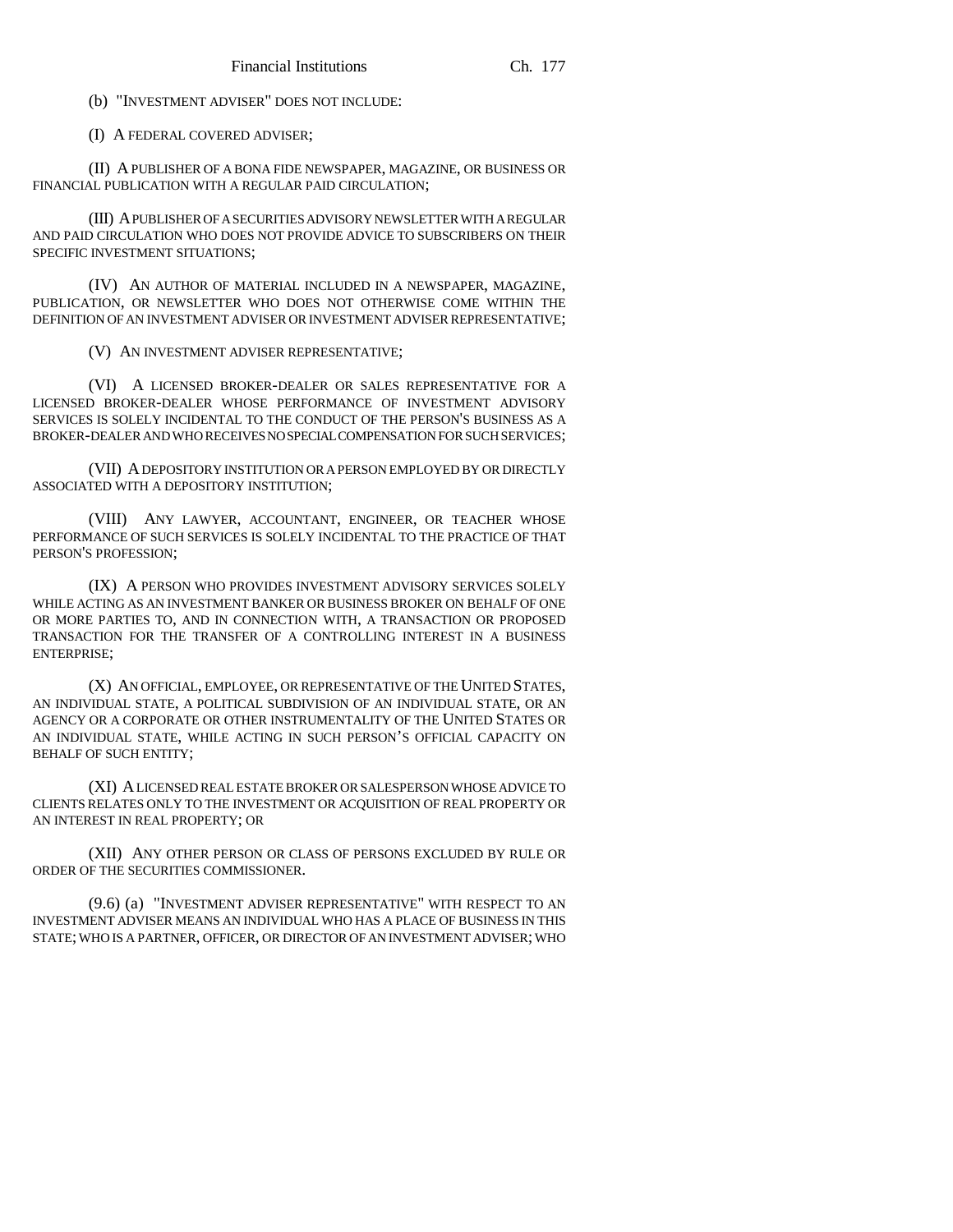(b) "INVESTMENT ADVISER" DOES NOT INCLUDE:

(I) A FEDERAL COVERED ADVISER;

(II) A PUBLISHER OF A BONA FIDE NEWSPAPER, MAGAZINE, OR BUSINESS OR FINANCIAL PUBLICATION WITH A REGULAR PAID CIRCULATION;

(III) A PUBLISHER OF A SECURITIES ADVISORY NEWSLETTER WITH A REGULAR AND PAID CIRCULATION WHO DOES NOT PROVIDE ADVICE TO SUBSCRIBERS ON THEIR SPECIFIC INVESTMENT SITUATIONS;

(IV) AN AUTHOR OF MATERIAL INCLUDED IN A NEWSPAPER, MAGAZINE, PUBLICATION, OR NEWSLETTER WHO DOES NOT OTHERWISE COME WITHIN THE DEFINITION OF AN INVESTMENT ADVISER OR INVESTMENT ADVISER REPRESENTATIVE;

(V) AN INVESTMENT ADVISER REPRESENTATIVE;

(VI) A LICENSED BROKER-DEALER OR SALES REPRESENTATIVE FOR A LICENSED BROKER-DEALER WHOSE PERFORMANCE OF INVESTMENT ADVISORY SERVICES IS SOLELY INCIDENTAL TO THE CONDUCT OF THE PERSON'S BUSINESS AS A BROKER-DEALER AND WHO RECEIVES NO SPECIAL COMPENSATION FOR SUCH SERVICES;

(VII) A DEPOSITORY INSTITUTION OR A PERSON EMPLOYED BY OR DIRECTLY ASSOCIATED WITH A DEPOSITORY INSTITUTION;

(VIII) ANY LAWYER, ACCOUNTANT, ENGINEER, OR TEACHER WHOSE PERFORMANCE OF SUCH SERVICES IS SOLELY INCIDENTAL TO THE PRACTICE OF THAT PERSON'S PROFESSION;

(IX) A PERSON WHO PROVIDES INVESTMENT ADVISORY SERVICES SOLELY WHILE ACTING AS AN INVESTMENT BANKER OR BUSINESS BROKER ON BEHALF OF ONE OR MORE PARTIES TO, AND IN CONNECTION WITH, A TRANSACTION OR PROPOSED TRANSACTION FOR THE TRANSFER OF A CONTROLLING INTEREST IN A BUSINESS ENTERPRISE;

(X) AN OFFICIAL, EMPLOYEE, OR REPRESENTATIVE OF THE UNITED STATES, AN INDIVIDUAL STATE, A POLITICAL SUBDIVISION OF AN INDIVIDUAL STATE, OR AN AGENCY OR A CORPORATE OR OTHER INSTRUMENTALITY OF THE UNITED STATES OR AN INDIVIDUAL STATE, WHILE ACTING IN SUCH PERSON'S OFFICIAL CAPACITY ON BEHALF OF SUCH ENTITY;

(XI) A LICENSED REAL ESTATE BROKER OR SALESPERSON WHOSE ADVICE TO CLIENTS RELATES ONLY TO THE INVESTMENT OR ACQUISITION OF REAL PROPERTY OR AN INTEREST IN REAL PROPERTY; OR

(XII) ANY OTHER PERSON OR CLASS OF PERSONS EXCLUDED BY RULE OR ORDER OF THE SECURITIES COMMISSIONER.

(9.6) (a) "INVESTMENT ADVISER REPRESENTATIVE" WITH RESPECT TO AN INVESTMENT ADVISER MEANS AN INDIVIDUAL WHO HAS A PLACE OF BUSINESS IN THIS STATE; WHO IS A PARTNER, OFFICER, OR DIRECTOR OF AN INVESTMENT ADVISER; WHO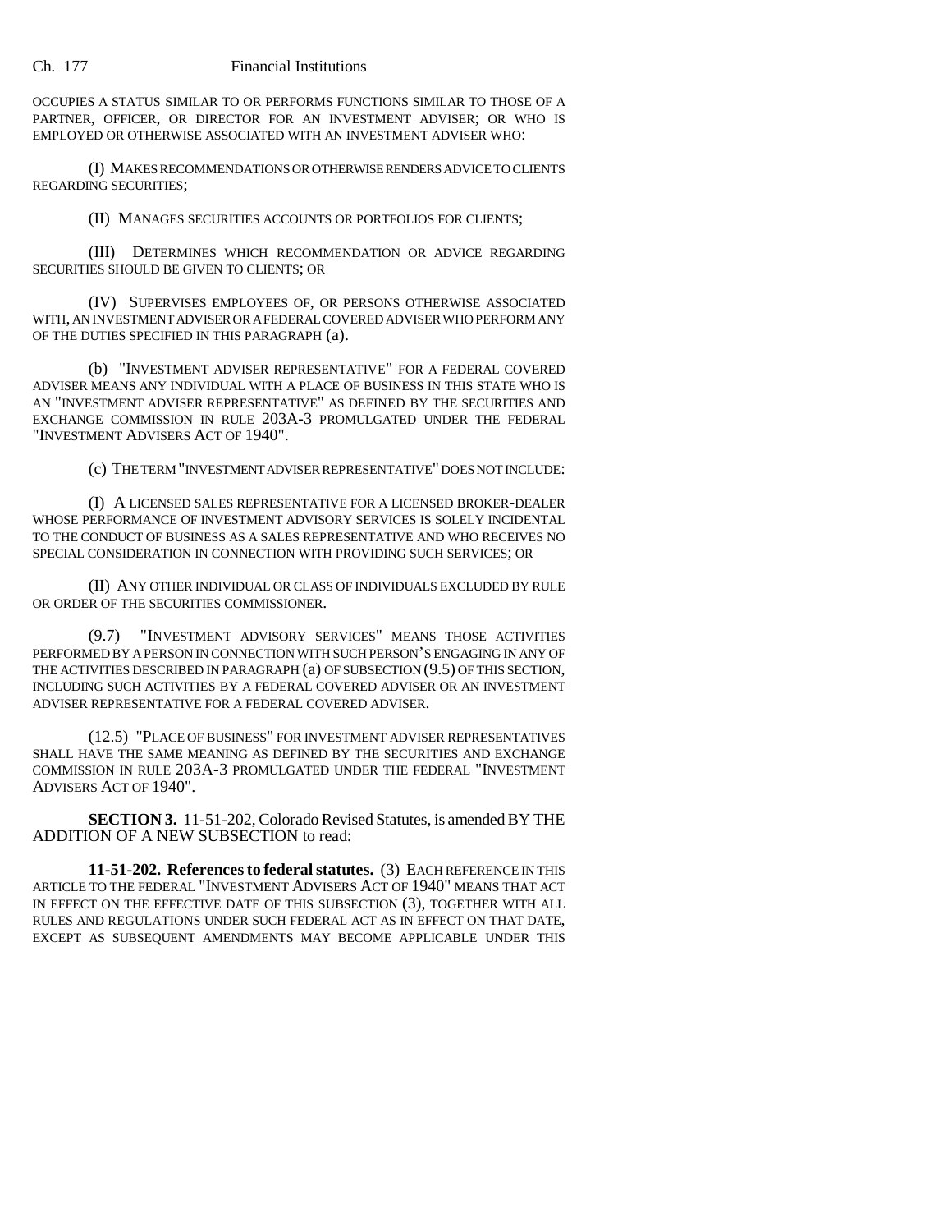OCCUPIES A STATUS SIMILAR TO OR PERFORMS FUNCTIONS SIMILAR TO THOSE OF A PARTNER, OFFICER, OR DIRECTOR FOR AN INVESTMENT ADVISER; OR WHO IS EMPLOYED OR OTHERWISE ASSOCIATED WITH AN INVESTMENT ADVISER WHO:

(I) MAKES RECOMMENDATIONS OR OTHERWISE RENDERS ADVICE TO CLIENTS REGARDING SECURITIES;

(II) MANAGES SECURITIES ACCOUNTS OR PORTFOLIOS FOR CLIENTS;

(III) DETERMINES WHICH RECOMMENDATION OR ADVICE REGARDING SECURITIES SHOULD BE GIVEN TO CLIENTS; OR

(IV) SUPERVISES EMPLOYEES OF, OR PERSONS OTHERWISE ASSOCIATED WITH, AN INVESTMENT ADVISER OR A FEDERAL COVERED ADVISER WHO PERFORM ANY OF THE DUTIES SPECIFIED IN THIS PARAGRAPH (a).

(b) "INVESTMENT ADVISER REPRESENTATIVE" FOR A FEDERAL COVERED ADVISER MEANS ANY INDIVIDUAL WITH A PLACE OF BUSINESS IN THIS STATE WHO IS AN "INVESTMENT ADVISER REPRESENTATIVE" AS DEFINED BY THE SECURITIES AND EXCHANGE COMMISSION IN RULE 203A-3 PROMULGATED UNDER THE FEDERAL "INVESTMENT ADVISERS ACT OF 1940".

(c) THE TERM "INVESTMENT ADVISER REPRESENTATIVE" DOES NOT INCLUDE:

(I) A LICENSED SALES REPRESENTATIVE FOR A LICENSED BROKER-DEALER WHOSE PERFORMANCE OF INVESTMENT ADVISORY SERVICES IS SOLELY INCIDENTAL TO THE CONDUCT OF BUSINESS AS A SALES REPRESENTATIVE AND WHO RECEIVES NO SPECIAL CONSIDERATION IN CONNECTION WITH PROVIDING SUCH SERVICES; OR

(II) ANY OTHER INDIVIDUAL OR CLASS OF INDIVIDUALS EXCLUDED BY RULE OR ORDER OF THE SECURITIES COMMISSIONER.

(9.7) "INVESTMENT ADVISORY SERVICES" MEANS THOSE ACTIVITIES PERFORMED BY A PERSON IN CONNECTION WITH SUCH PERSON'S ENGAGING IN ANY OF THE ACTIVITIES DESCRIBED IN PARAGRAPH (a) OF SUBSECTION (9.5) OF THIS SECTION, INCLUDING SUCH ACTIVITIES BY A FEDERAL COVERED ADVISER OR AN INVESTMENT ADVISER REPRESENTATIVE FOR A FEDERAL COVERED ADVISER.

(12.5) "PLACE OF BUSINESS" FOR INVESTMENT ADVISER REPRESENTATIVES SHALL HAVE THE SAME MEANING AS DEFINED BY THE SECURITIES AND EXCHANGE COMMISSION IN RULE 203A-3 PROMULGATED UNDER THE FEDERAL "INVESTMENT ADVISERS ACT OF 1940".

**SECTION 3.** 11-51-202, Colorado Revised Statutes, is amended BY THE ADDITION OF A NEW SUBSECTION to read:

**11-51-202. References to federal statutes.** (3) EACH REFERENCE IN THIS ARTICLE TO THE FEDERAL "INVESTMENT ADVISERS ACT OF 1940" MEANS THAT ACT IN EFFECT ON THE EFFECTIVE DATE OF THIS SUBSECTION (3), TOGETHER WITH ALL RULES AND REGULATIONS UNDER SUCH FEDERAL ACT AS IN EFFECT ON THAT DATE, EXCEPT AS SUBSEQUENT AMENDMENTS MAY BECOME APPLICABLE UNDER THIS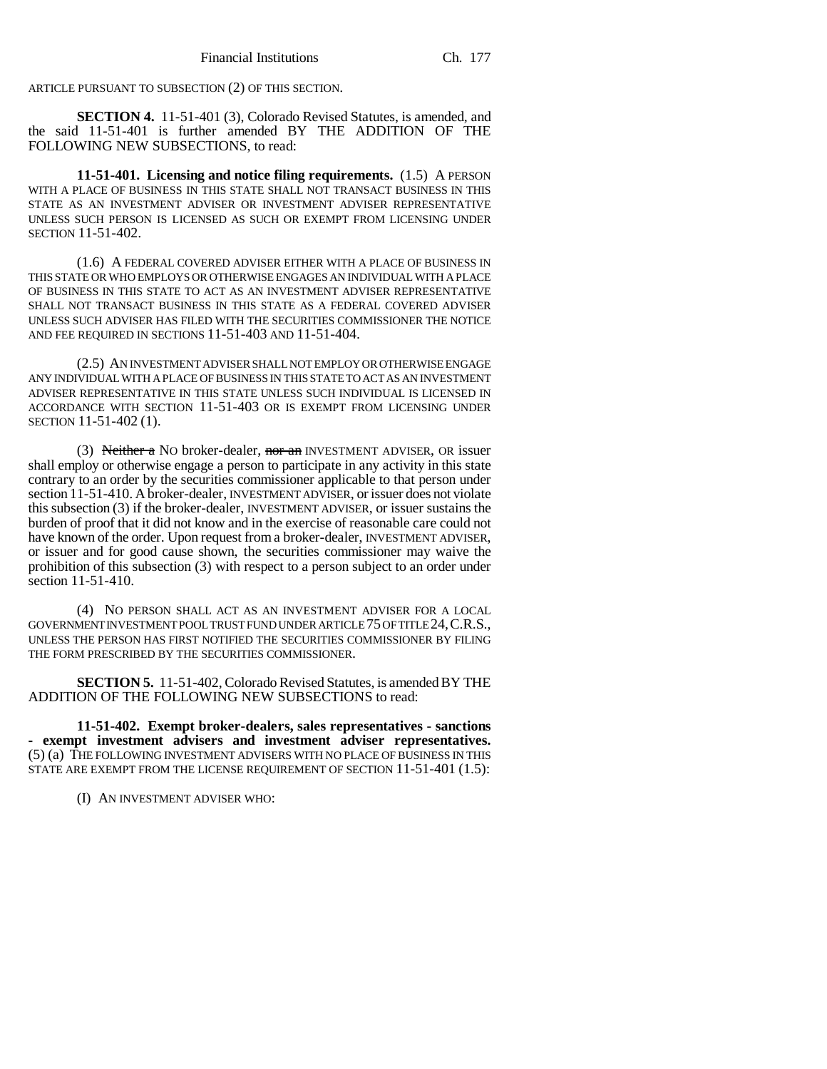ARTICLE PURSUANT TO SUBSECTION (2) OF THIS SECTION.

**SECTION 4.** 11-51-401 (3), Colorado Revised Statutes, is amended, and the said 11-51-401 is further amended BY THE ADDITION OF THE FOLLOWING NEW SUBSECTIONS, to read:

**11-51-401. Licensing and notice filing requirements.** (1.5) A PERSON WITH A PLACE OF BUSINESS IN THIS STATE SHALL NOT TRANSACT BUSINESS IN THIS STATE AS AN INVESTMENT ADVISER OR INVESTMENT ADVISER REPRESENTATIVE UNLESS SUCH PERSON IS LICENSED AS SUCH OR EXEMPT FROM LICENSING UNDER SECTION 11-51-402.

(1.6) A FEDERAL COVERED ADVISER EITHER WITH A PLACE OF BUSINESS IN THIS STATE OR WHO EMPLOYS OR OTHERWISE ENGAGES AN INDIVIDUAL WITH A PLACE OF BUSINESS IN THIS STATE TO ACT AS AN INVESTMENT ADVISER REPRESENTATIVE SHALL NOT TRANSACT BUSINESS IN THIS STATE AS A FEDERAL COVERED ADVISER UNLESS SUCH ADVISER HAS FILED WITH THE SECURITIES COMMISSIONER THE NOTICE AND FEE REQUIRED IN SECTIONS 11-51-403 AND 11-51-404.

(2.5) AN INVESTMENT ADVISER SHALL NOT EMPLOY OR OTHERWISE ENGAGE ANY INDIVIDUAL WITH A PLACE OF BUSINESS IN THIS STATE TO ACT AS AN INVESTMENT ADVISER REPRESENTATIVE IN THIS STATE UNLESS SUCH INDIVIDUAL IS LICENSED IN ACCORDANCE WITH SECTION 11-51-403 OR IS EXEMPT FROM LICENSING UNDER SECTION 11-51-402 (1).

(3) ~~Neither a~~ NO broker-dealer, ~~nor an~~ INVESTMENT ADVISER, OR issuer shall employ or otherwise engage a person to participate in any activity in this state contrary to an order by the securities commissioner applicable to that person under section 11-51-410. A broker-dealer, INVESTMENT ADVISER, or issuer does not violate this subsection (3) if the broker-dealer, INVESTMENT ADVISER, or issuer sustains the burden of proof that it did not know and in the exercise of reasonable care could not have known of the order. Upon request from a broker-dealer, INVESTMENT ADVISER, or issuer and for good cause shown, the securities commissioner may waive the prohibition of this subsection (3) with respect to a person subject to an order under section 11-51-410.

(4) NO PERSON SHALL ACT AS AN INVESTMENT ADVISER FOR A LOCAL GOVERNMENT INVESTMENT POOL TRUST FUND UNDER ARTICLE 75 OF TITLE 24, C.R.S., UNLESS THE PERSON HAS FIRST NOTIFIED THE SECURITIES COMMISSIONER BY FILING THE FORM PRESCRIBED BY THE SECURITIES COMMISSIONER.

**SECTION 5.** 11-51-402, Colorado Revised Statutes, is amended BY THE ADDITION OF THE FOLLOWING NEW SUBSECTIONS to read:

**11-51-402. Exempt broker-dealers, sales representatives - sanctions - exempt investment advisers and investment adviser representatives.** (5) (a) THE FOLLOWING INVESTMENT ADVISERS WITH NO PLACE OF BUSINESS IN THIS STATE ARE EXEMPT FROM THE LICENSE REQUIREMENT OF SECTION 11-51-401 (1.5):

(I) AN INVESTMENT ADVISER WHO: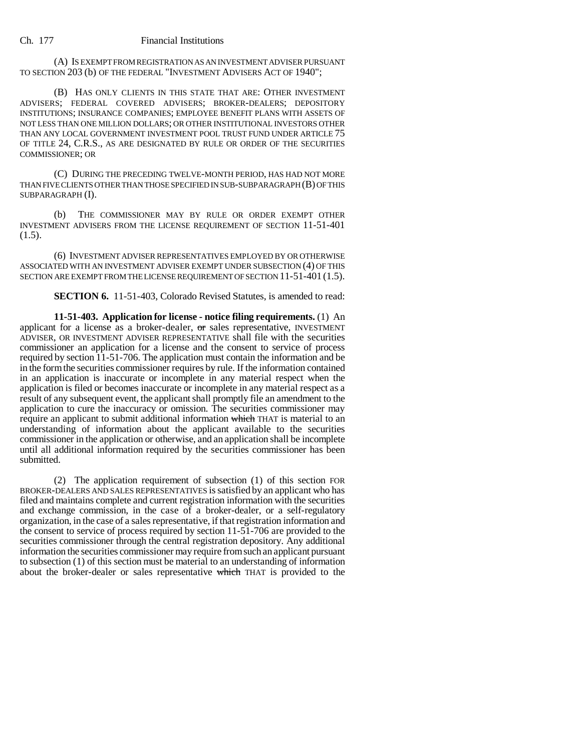(A) IS EXEMPT FROM REGISTRATION AS AN INVESTMENT ADVISER PURSUANT TO SECTION 203 (b) OF THE FEDERAL "INVESTMENT ADVISERS ACT OF 1940";

(B) HAS ONLY CLIENTS IN THIS STATE THAT ARE: OTHER INVESTMENT ADVISERS; FEDERAL COVERED ADVISERS; BROKER-DEALERS; DEPOSITORY INSTITUTIONS; INSURANCE COMPANIES; EMPLOYEE BENEFIT PLANS WITH ASSETS OF NOT LESS THAN ONE MILLION DOLLARS; OR OTHER INSTITUTIONAL INVESTORS OTHER THAN ANY LOCAL GOVERNMENT INVESTMENT POOL TRUST FUND UNDER ARTICLE 75 OF TITLE 24, C.R.S., AS ARE DESIGNATED BY RULE OR ORDER OF THE SECURITIES COMMISSIONER; OR

(C) DURING THE PRECEDING TWELVE-MONTH PERIOD, HAS HAD NOT MORE THAN FIVE CLIENTS OTHER THAN THOSE SPECIFIED IN SUB-SUBPARAGRAPH (B) OF THIS SUBPARAGRAPH (I).

(b) THE COMMISSIONER MAY BY RULE OR ORDER EXEMPT OTHER INVESTMENT ADVISERS FROM THE LICENSE REQUIREMENT OF SECTION 11-51-401 (1.5).

(6) INVESTMENT ADVISER REPRESENTATIVES EMPLOYED BY OR OTHERWISE ASSOCIATED WITH AN INVESTMENT ADVISER EXEMPT UNDER SUBSECTION (4) OF THIS SECTION ARE EXEMPT FROM THE LICENSE REQUIREMENT OF SECTION 11-51-401 (1.5).

**SECTION 6.** 11-51-403, Colorado Revised Statutes, is amended to read:

**11-51-403. Application for license - notice filing requirements.** (1) An applicant for a license as a broker-dealer, ~~or~~ sales representative, INVESTMENT ADVISER, OR INVESTMENT ADVISER REPRESENTATIVE shall file with the securities commissioner an application for a license and the consent to service of process required by section 11-51-706. The application must contain the information and be in the form the securities commissioner requires by rule. If the information contained in an application is inaccurate or incomplete in any material respect when the application is filed or becomes inaccurate or incomplete in any material respect as a result of any subsequent event, the applicant shall promptly file an amendment to the application to cure the inaccuracy or omission. The securities commissioner may require an applicant to submit additional information ~~which~~ THAT is material to an understanding of information about the applicant available to the securities commissioner in the application or otherwise, and an application shall be incomplete until all additional information required by the securities commissioner has been submitted.

(2) The application requirement of subsection (1) of this section FOR BROKER-DEALERS AND SALES REPRESENTATIVES is satisfied by an applicant who has filed and maintains complete and current registration information with the securities and exchange commission, in the case of a broker-dealer, or a self-regulatory organization, in the case of a sales representative, if that registration information and the consent to service of process required by section 11-51-706 are provided to the securities commissioner through the central registration depository. Any additional information the securities commissioner may require from such an applicant pursuant to subsection (1) of this section must be material to an understanding of information about the broker-dealer or sales representative ~~which~~ THAT is provided to the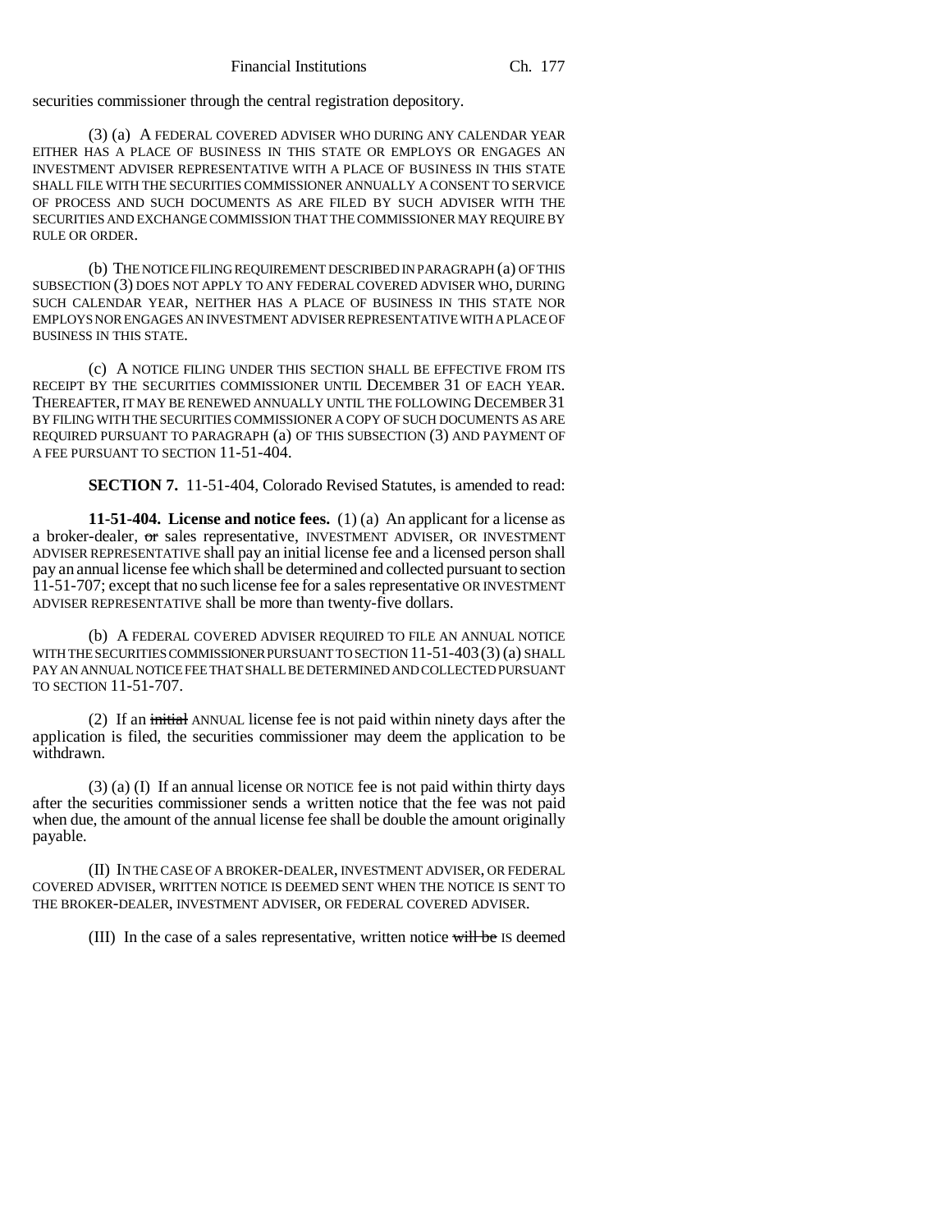securities commissioner through the central registration depository.

(3) (a) A FEDERAL COVERED ADVISER WHO DURING ANY CALENDAR YEAR EITHER HAS A PLACE OF BUSINESS IN THIS STATE OR EMPLOYS OR ENGAGES AN INVESTMENT ADVISER REPRESENTATIVE WITH A PLACE OF BUSINESS IN THIS STATE SHALL FILE WITH THE SECURITIES COMMISSIONER ANNUALLY A CONSENT TO SERVICE OF PROCESS AND SUCH DOCUMENTS AS ARE FILED BY SUCH ADVISER WITH THE SECURITIES AND EXCHANGE COMMISSION THAT THE COMMISSIONER MAY REQUIRE BY RULE OR ORDER.

(b) THE NOTICE FILING REQUIREMENT DESCRIBED IN PARAGRAPH (a) OF THIS SUBSECTION (3) DOES NOT APPLY TO ANY FEDERAL COVERED ADVISER WHO, DURING SUCH CALENDAR YEAR, NEITHER HAS A PLACE OF BUSINESS IN THIS STATE NOR EMPLOYS NOR ENGAGES AN INVESTMENT ADVISER REPRESENTATIVE WITH A PLACE OF BUSINESS IN THIS STATE.

(c) A NOTICE FILING UNDER THIS SECTION SHALL BE EFFECTIVE FROM ITS RECEIPT BY THE SECURITIES COMMISSIONER UNTIL DECEMBER 31 OF EACH YEAR. THEREAFTER, IT MAY BE RENEWED ANNUALLY UNTIL THE FOLLOWING DECEMBER 31 BY FILING WITH THE SECURITIES COMMISSIONER A COPY OF SUCH DOCUMENTS AS ARE REQUIRED PURSUANT TO PARAGRAPH (a) OF THIS SUBSECTION (3) AND PAYMENT OF A FEE PURSUANT TO SECTION 11-51-404.

**SECTION 7.** 11-51-404, Colorado Revised Statutes, is amended to read:

**11-51-404. License and notice fees.** (1) (a) An applicant for a license as a broker-dealer, ~~or~~ sales representative, INVESTMENT ADVISER, OR INVESTMENT ADVISER REPRESENTATIVE shall pay an initial license fee and a licensed person shall pay an annual license fee which shall be determined and collected pursuant to section 11-51-707; except that no such license fee for a sales representative OR INVESTMENT ADVISER REPRESENTATIVE shall be more than twenty-five dollars.

(b) A FEDERAL COVERED ADVISER REQUIRED TO FILE AN ANNUAL NOTICE WITH THE SECURITIES COMMISSIONER PURSUANT TO SECTION 11-51-403 (3) (a) SHALL PAY AN ANNUAL NOTICE FEE THAT SHALL BE DETERMINED AND COLLECTED PURSUANT TO SECTION 11-51-707.

(2) If an ~~initial~~ ANNUAL license fee is not paid within ninety days after the application is filed, the securities commissioner may deem the application to be withdrawn.

(3) (a) (I) If an annual license OR NOTICE fee is not paid within thirty days after the securities commissioner sends a written notice that the fee was not paid when due, the amount of the annual license fee shall be double the amount originally payable.

(II) IN THE CASE OF A BROKER-DEALER, INVESTMENT ADVISER, OR FEDERAL COVERED ADVISER, WRITTEN NOTICE IS DEEMED SENT WHEN THE NOTICE IS SENT TO THE BROKER-DEALER, INVESTMENT ADVISER, OR FEDERAL COVERED ADVISER.

(III) In the case of a sales representative, written notice ~~will be~~ IS deemed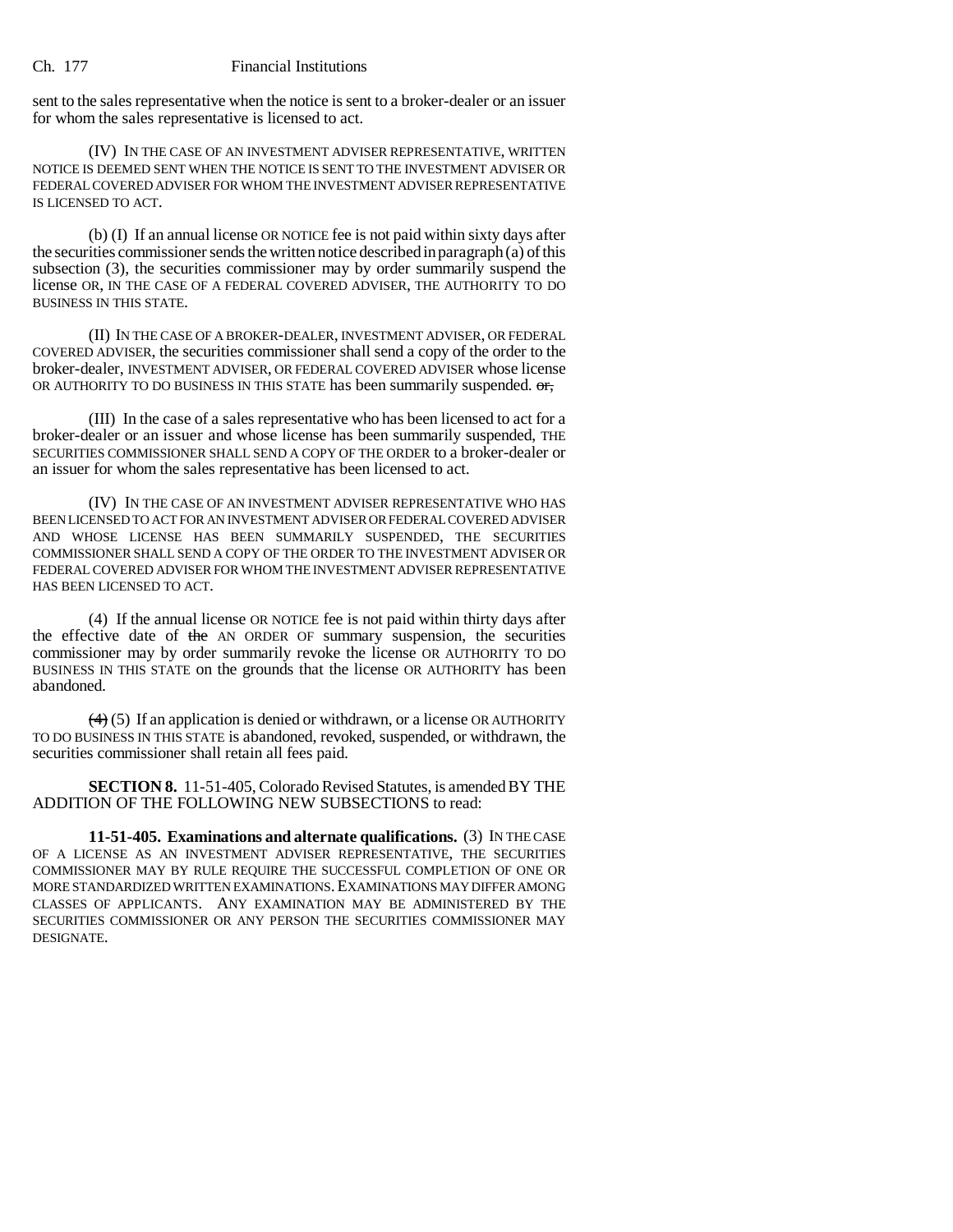sent to the sales representative when the notice is sent to a broker-dealer or an issuer for whom the sales representative is licensed to act.

(IV) IN THE CASE OF AN INVESTMENT ADVISER REPRESENTATIVE, WRITTEN NOTICE IS DEEMED SENT WHEN THE NOTICE IS SENT TO THE INVESTMENT ADVISER OR FEDERAL COVERED ADVISER FOR WHOM THE INVESTMENT ADVISER REPRESENTATIVE IS LICENSED TO ACT.

(b) (I) If an annual license OR NOTICE fee is not paid within sixty days after the securities commissioner sends the written notice described in paragraph (a) of this subsection (3), the securities commissioner may by order summarily suspend the license OR, IN THE CASE OF A FEDERAL COVERED ADVISER, THE AUTHORITY TO DO BUSINESS IN THIS STATE.

(II) IN THE CASE OF A BROKER-DEALER, INVESTMENT ADVISER, OR FEDERAL COVERED ADVISER, the securities commissioner shall send a copy of the order to the broker-dealer, INVESTMENT ADVISER, OR FEDERAL COVERED ADVISER whose license OR AUTHORITY TO DO BUSINESS IN THIS STATE has been summarily suspended. ~~or,~~

(III) In the case of a sales representative who has been licensed to act for a broker-dealer or an issuer and whose license has been summarily suspended, THE SECURITIES COMMISSIONER SHALL SEND A COPY OF THE ORDER to a broker-dealer or an issuer for whom the sales representative has been licensed to act.

(IV) IN THE CASE OF AN INVESTMENT ADVISER REPRESENTATIVE WHO HAS BEEN LICENSED TO ACT FOR AN INVESTMENT ADVISER OR FEDERAL COVERED ADVISER AND WHOSE LICENSE HAS BEEN SUMMARILY SUSPENDED, THE SECURITIES COMMISSIONER SHALL SEND A COPY OF THE ORDER TO THE INVESTMENT ADVISER OR FEDERAL COVERED ADVISER FOR WHOM THE INVESTMENT ADVISER REPRESENTATIVE HAS BEEN LICENSED TO ACT.

(4) If the annual license OR NOTICE fee is not paid within thirty days after the effective date of ~~the~~ AN ORDER OF summary suspension, the securities commissioner may by order summarily revoke the license OR AUTHORITY TO DO BUSINESS IN THIS STATE on the grounds that the license OR AUTHORITY has been abandoned.

~~(4)~~ (5) If an application is denied or withdrawn, or a license OR AUTHORITY TO DO BUSINESS IN THIS STATE is abandoned, revoked, suspended, or withdrawn, the securities commissioner shall retain all fees paid.

**SECTION 8.** 11-51-405, Colorado Revised Statutes, is amended BY THE ADDITION OF THE FOLLOWING NEW SUBSECTIONS to read:

**11-51-405. Examinations and alternate qualifications.** (3) IN THE CASE OF A LICENSE AS AN INVESTMENT ADVISER REPRESENTATIVE, THE SECURITIES COMMISSIONER MAY BY RULE REQUIRE THE SUCCESSFUL COMPLETION OF ONE OR MORE STANDARDIZED WRITTEN EXAMINATIONS. EXAMINATIONS MAY DIFFER AMONG CLASSES OF APPLICANTS. ANY EXAMINATION MAY BE ADMINISTERED BY THE SECURITIES COMMISSIONER OR ANY PERSON THE SECURITIES COMMISSIONER MAY DESIGNATE.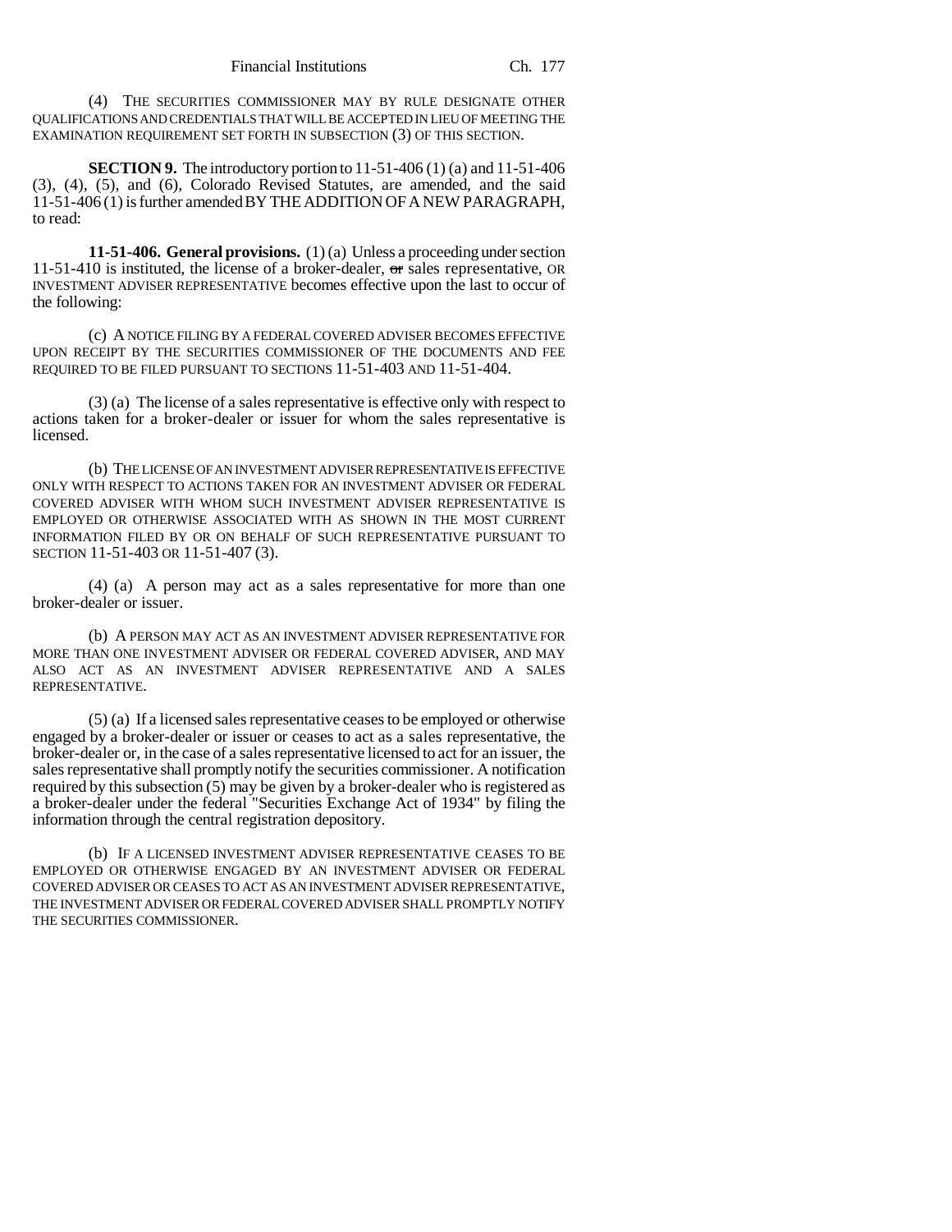(4) THE SECURITIES COMMISSIONER MAY BY RULE DESIGNATE OTHER QUALIFICATIONS AND CREDENTIALS THAT WILL BE ACCEPTED IN LIEU OF MEETING THE EXAMINATION REQUIREMENT SET FORTH IN SUBSECTION (3) OF THIS SECTION.

**SECTION 9.** The introductory portion to 11-51-406 (1) (a) and 11-51-406 (3), (4), (5), and (6), Colorado Revised Statutes, are amended, and the said 11-51-406 (1) is further amended BY THE ADDITION OF A NEW PARAGRAPH, to read:

**11-51-406. General provisions.** (1) (a) Unless a proceeding under section 11-51-410 is instituted, the license of a broker-dealer, ~~or~~ sales representative, OR INVESTMENT ADVISER REPRESENTATIVE becomes effective upon the last to occur of the following:

(c) A NOTICE FILING BY A FEDERAL COVERED ADVISER BECOMES EFFECTIVE UPON RECEIPT BY THE SECURITIES COMMISSIONER OF THE DOCUMENTS AND FEE REQUIRED TO BE FILED PURSUANT TO SECTIONS 11-51-403 AND 11-51-404.

(3) (a) The license of a sales representative is effective only with respect to actions taken for a broker-dealer or issuer for whom the sales representative is licensed.

(b) THE LICENSE OF AN INVESTMENT ADVISER REPRESENTATIVE IS EFFECTIVE ONLY WITH RESPECT TO ACTIONS TAKEN FOR AN INVESTMENT ADVISER OR FEDERAL COVERED ADVISER WITH WHOM SUCH INVESTMENT ADVISER REPRESENTATIVE IS EMPLOYED OR OTHERWISE ASSOCIATED WITH AS SHOWN IN THE MOST CURRENT INFORMATION FILED BY OR ON BEHALF OF SUCH REPRESENTATIVE PURSUANT TO SECTION 11-51-403 OR 11-51-407 (3).

(4) (a) A person may act as a sales representative for more than one broker-dealer or issuer.

(b) A PERSON MAY ACT AS AN INVESTMENT ADVISER REPRESENTATIVE FOR MORE THAN ONE INVESTMENT ADVISER OR FEDERAL COVERED ADVISER, AND MAY ALSO ACT AS AN INVESTMENT ADVISER REPRESENTATIVE AND A SALES REPRESENTATIVE.

(5) (a) If a licensed sales representative ceases to be employed or otherwise engaged by a broker-dealer or issuer or ceases to act as a sales representative, the broker-dealer or, in the case of a sales representative licensed to act for an issuer, the sales representative shall promptly notify the securities commissioner. A notification required by this subsection (5) may be given by a broker-dealer who is registered as a broker-dealer under the federal "Securities Exchange Act of 1934" by filing the information through the central registration depository.

(b) IF A LICENSED INVESTMENT ADVISER REPRESENTATIVE CEASES TO BE EMPLOYED OR OTHERWISE ENGAGED BY AN INVESTMENT ADVISER OR FEDERAL COVERED ADVISER OR CEASES TO ACT AS AN INVESTMENT ADVISER REPRESENTATIVE, THE INVESTMENT ADVISER OR FEDERAL COVERED ADVISER SHALL PROMPTLY NOTIFY THE SECURITIES COMMISSIONER.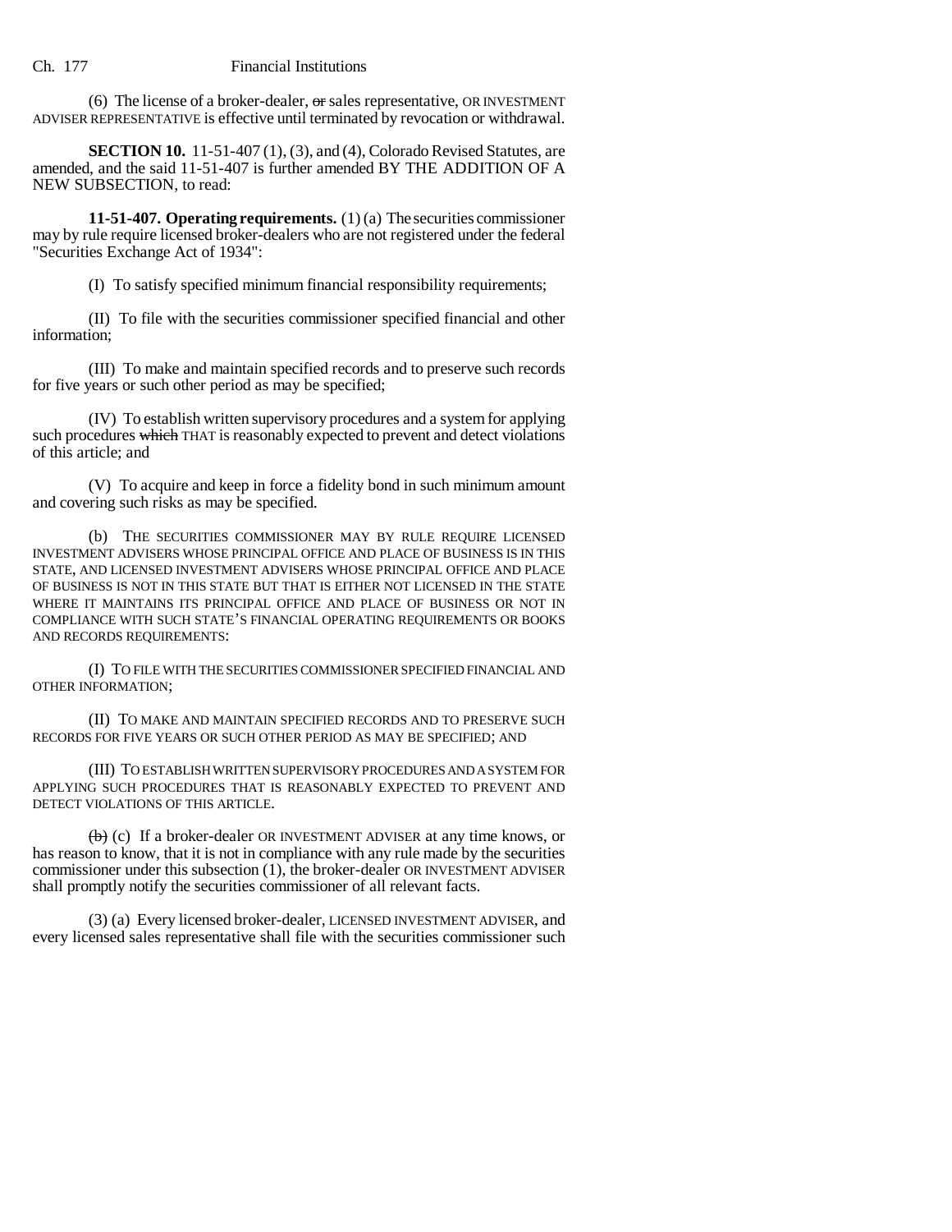(6) The license of a broker-dealer, ~~or~~ sales representative, OR INVESTMENT ADVISER REPRESENTATIVE is effective until terminated by revocation or withdrawal.

**SECTION 10.** 11-51-407 (1), (3), and (4), Colorado Revised Statutes, are amended, and the said 11-51-407 is further amended BY THE ADDITION OF A NEW SUBSECTION, to read:

**11-51-407. Operating requirements.** (1) (a) The securities commissioner may by rule require licensed broker-dealers who are not registered under the federal "Securities Exchange Act of 1934":

(I) To satisfy specified minimum financial responsibility requirements;

(II) To file with the securities commissioner specified financial and other information;

(III) To make and maintain specified records and to preserve such records for five years or such other period as may be specified;

(IV) To establish written supervisory procedures and a system for applying such procedures ~~which~~ THAT is reasonably expected to prevent and detect violations of this article; and

(V) To acquire and keep in force a fidelity bond in such minimum amount and covering such risks as may be specified.

(b) THE SECURITIES COMMISSIONER MAY BY RULE REQUIRE LICENSED INVESTMENT ADVISERS WHOSE PRINCIPAL OFFICE AND PLACE OF BUSINESS IS IN THIS STATE, AND LICENSED INVESTMENT ADVISERS WHOSE PRINCIPAL OFFICE AND PLACE OF BUSINESS IS NOT IN THIS STATE BUT THAT IS EITHER NOT LICENSED IN THE STATE WHERE IT MAINTAINS ITS PRINCIPAL OFFICE AND PLACE OF BUSINESS OR NOT IN COMPLIANCE WITH SUCH STATE'S FINANCIAL OPERATING REQUIREMENTS OR BOOKS AND RECORDS REQUIREMENTS:

(I) TO FILE WITH THE SECURITIES COMMISSIONER SPECIFIED FINANCIAL AND OTHER INFORMATION;

(II) TO MAKE AND MAINTAIN SPECIFIED RECORDS AND TO PRESERVE SUCH RECORDS FOR FIVE YEARS OR SUCH OTHER PERIOD AS MAY BE SPECIFIED; AND

(III) TO ESTABLISH WRITTEN SUPERVISORY PROCEDURES AND A SYSTEM FOR APPLYING SUCH PROCEDURES THAT IS REASONABLY EXPECTED TO PREVENT AND DETECT VIOLATIONS OF THIS ARTICLE.

~~(b)~~ (c) If a broker-dealer OR INVESTMENT ADVISER at any time knows, or has reason to know, that it is not in compliance with any rule made by the securities commissioner under this subsection (1), the broker-dealer OR INVESTMENT ADVISER shall promptly notify the securities commissioner of all relevant facts.

(3) (a) Every licensed broker-dealer, LICENSED INVESTMENT ADVISER, and every licensed sales representative shall file with the securities commissioner such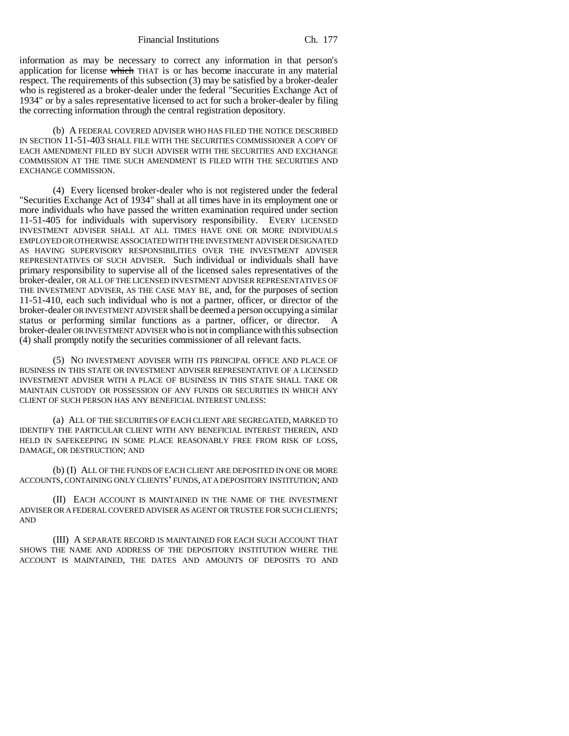information as may be necessary to correct any information in that person's application for license ~~which~~ THAT is or has become inaccurate in any material respect. The requirements of this subsection (3) may be satisfied by a broker-dealer who is registered as a broker-dealer under the federal "Securities Exchange Act of 1934" or by a sales representative licensed to act for such a broker-dealer by filing the correcting information through the central registration depository.

(b) A FEDERAL COVERED ADVISER WHO HAS FILED THE NOTICE DESCRIBED IN SECTION 11-51-403 SHALL FILE WITH THE SECURITIES COMMISSIONER A COPY OF EACH AMENDMENT FILED BY SUCH ADVISER WITH THE SECURITIES AND EXCHANGE COMMISSION AT THE TIME SUCH AMENDMENT IS FILED WITH THE SECURITIES AND EXCHANGE COMMISSION.

(4) Every licensed broker-dealer who is not registered under the federal "Securities Exchange Act of 1934" shall at all times have in its employment one or more individuals who have passed the written examination required under section 11-51-405 for individuals with supervisory responsibility. EVERY LICENSED INVESTMENT ADVISER SHALL AT ALL TIMES HAVE ONE OR MORE INDIVIDUALS EMPLOYED OR OTHERWISE ASSOCIATED WITH THE INVESTMENT ADVISER DESIGNATED AS HAVING SUPERVISORY RESPONSIBILITIES OVER THE INVESTMENT ADVISER REPRESENTATIVES OF SUCH ADVISER. Such individual or individuals shall have primary responsibility to supervise all of the licensed sales representatives of the broker-dealer, OR ALL OF THE LICENSED INVESTMENT ADVISER REPRESENTATIVES OF THE INVESTMENT ADVISER, AS THE CASE MAY BE, and, for the purposes of section 11-51-410, each such individual who is not a partner, officer, or director of the broker-dealer OR INVESTMENT ADVISER shall be deemed a person occupying a similar status or performing similar functions as a partner, officer, or director. A broker-dealer OR INVESTMENT ADVISER who is not in compliance with this subsection (4) shall promptly notify the securities commissioner of all relevant facts.

(5) NO INVESTMENT ADVISER WITH ITS PRINCIPAL OFFICE AND PLACE OF BUSINESS IN THIS STATE OR INVESTMENT ADVISER REPRESENTATIVE OF A LICENSED INVESTMENT ADVISER WITH A PLACE OF BUSINESS IN THIS STATE SHALL TAKE OR MAINTAIN CUSTODY OR POSSESSION OF ANY FUNDS OR SECURITIES IN WHICH ANY CLIENT OF SUCH PERSON HAS ANY BENEFICIAL INTEREST UNLESS:

(a) ALL OF THE SECURITIES OF EACH CLIENT ARE SEGREGATED, MARKED TO IDENTIFY THE PARTICULAR CLIENT WITH ANY BENEFICIAL INTEREST THEREIN, AND HELD IN SAFEKEEPING IN SOME PLACE REASONABLY FREE FROM RISK OF LOSS, DAMAGE, OR DESTRUCTION; AND

(b) (I) ALL OF THE FUNDS OF EACH CLIENT ARE DEPOSITED IN ONE OR MORE ACCOUNTS, CONTAINING ONLY CLIENTS' FUNDS, AT A DEPOSITORY INSTITUTION; AND

(II) EACH ACCOUNT IS MAINTAINED IN THE NAME OF THE INVESTMENT ADVISER OR A FEDERAL COVERED ADVISER AS AGENT OR TRUSTEE FOR SUCH CLIENTS; AND

(III) A SEPARATE RECORD IS MAINTAINED FOR EACH SUCH ACCOUNT THAT SHOWS THE NAME AND ADDRESS OF THE DEPOSITORY INSTITUTION WHERE THE ACCOUNT IS MAINTAINED, THE DATES AND AMOUNTS OF DEPOSITS TO AND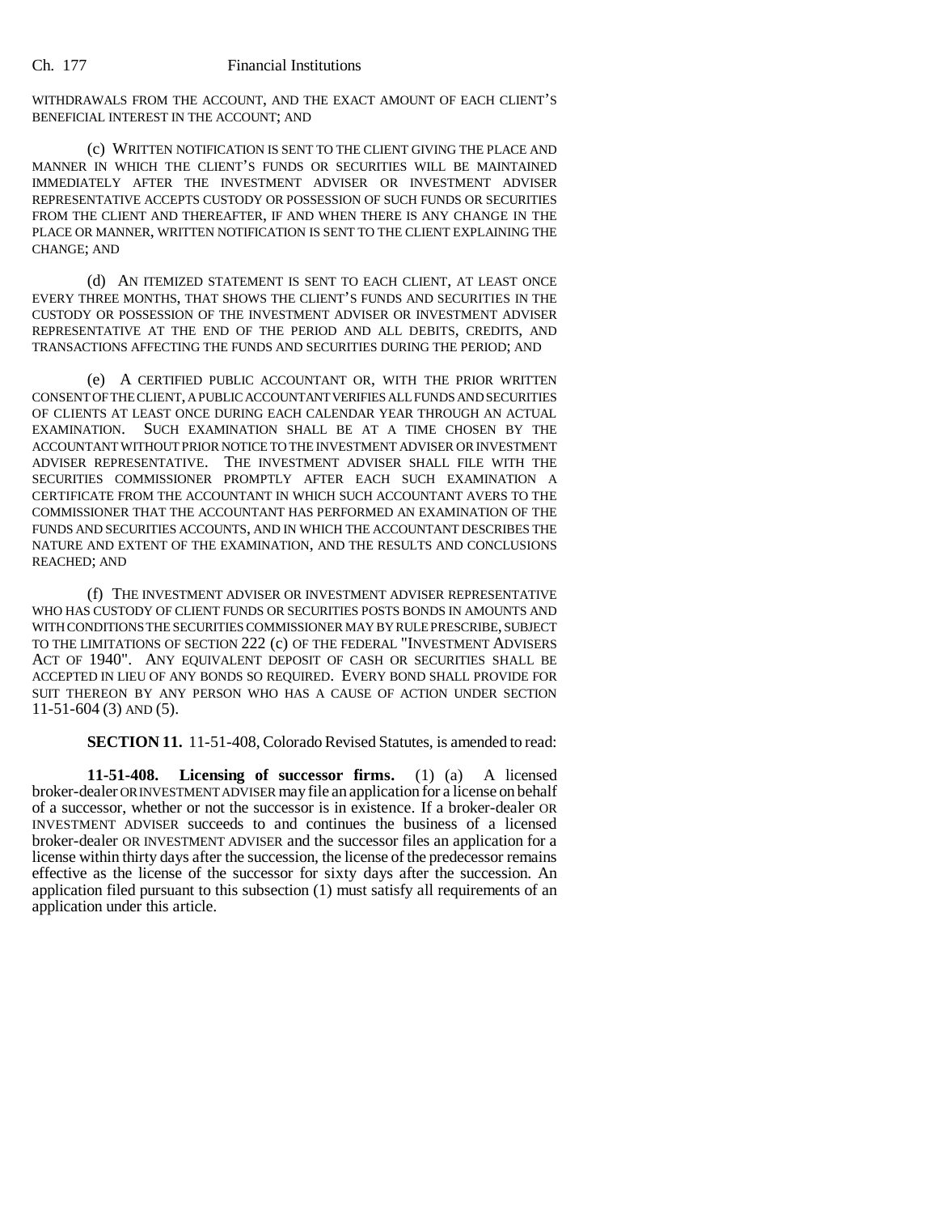WITHDRAWALS FROM THE ACCOUNT, AND THE EXACT AMOUNT OF EACH CLIENT'S BENEFICIAL INTEREST IN THE ACCOUNT; AND

(c) WRITTEN NOTIFICATION IS SENT TO THE CLIENT GIVING THE PLACE AND MANNER IN WHICH THE CLIENT'S FUNDS OR SECURITIES WILL BE MAINTAINED IMMEDIATELY AFTER THE INVESTMENT ADVISER OR INVESTMENT ADVISER REPRESENTATIVE ACCEPTS CUSTODY OR POSSESSION OF SUCH FUNDS OR SECURITIES FROM THE CLIENT AND THEREAFTER, IF AND WHEN THERE IS ANY CHANGE IN THE PLACE OR MANNER, WRITTEN NOTIFICATION IS SENT TO THE CLIENT EXPLAINING THE CHANGE; AND

(d) AN ITEMIZED STATEMENT IS SENT TO EACH CLIENT, AT LEAST ONCE EVERY THREE MONTHS, THAT SHOWS THE CLIENT'S FUNDS AND SECURITIES IN THE CUSTODY OR POSSESSION OF THE INVESTMENT ADVISER OR INVESTMENT ADVISER REPRESENTATIVE AT THE END OF THE PERIOD AND ALL DEBITS, CREDITS, AND TRANSACTIONS AFFECTING THE FUNDS AND SECURITIES DURING THE PERIOD; AND

(e) A CERTIFIED PUBLIC ACCOUNTANT OR, WITH THE PRIOR WRITTEN CONSENT OF THE CLIENT, A PUBLIC ACCOUNTANT VERIFIES ALL FUNDS AND SECURITIES OF CLIENTS AT LEAST ONCE DURING EACH CALENDAR YEAR THROUGH AN ACTUAL EXAMINATION. SUCH EXAMINATION SHALL BE AT A TIME CHOSEN BY THE ACCOUNTANT WITHOUT PRIOR NOTICE TO THE INVESTMENT ADVISER OR INVESTMENT ADVISER REPRESENTATIVE. THE INVESTMENT ADVISER SHALL FILE WITH THE SECURITIES COMMISSIONER PROMPTLY AFTER EACH SUCH EXAMINATION A CERTIFICATE FROM THE ACCOUNTANT IN WHICH SUCH ACCOUNTANT AVERS TO THE COMMISSIONER THAT THE ACCOUNTANT HAS PERFORMED AN EXAMINATION OF THE FUNDS AND SECURITIES ACCOUNTS, AND IN WHICH THE ACCOUNTANT DESCRIBES THE NATURE AND EXTENT OF THE EXAMINATION, AND THE RESULTS AND CONCLUSIONS REACHED; AND

(f) THE INVESTMENT ADVISER OR INVESTMENT ADVISER REPRESENTATIVE WHO HAS CUSTODY OF CLIENT FUNDS OR SECURITIES POSTS BONDS IN AMOUNTS AND WITH CONDITIONS THE SECURITIES COMMISSIONER MAY BY RULE PRESCRIBE, SUBJECT TO THE LIMITATIONS OF SECTION 222 (c) OF THE FEDERAL "INVESTMENT ADVISERS ACT OF 1940". ANY EQUIVALENT DEPOSIT OF CASH OR SECURITIES SHALL BE ACCEPTED IN LIEU OF ANY BONDS SO REQUIRED. EVERY BOND SHALL PROVIDE FOR SUIT THEREON BY ANY PERSON WHO HAS A CAUSE OF ACTION UNDER SECTION 11-51-604 (3) AND (5).

**SECTION 11.** 11-51-408, Colorado Revised Statutes, is amended to read:

**11-51-408. Licensing of successor firms.** (1) (a) A licensed broker-dealer OR INVESTMENT ADVISER may file an application for a license on behalf of a successor, whether or not the successor is in existence. If a broker-dealer OR INVESTMENT ADVISER succeeds to and continues the business of a licensed broker-dealer OR INVESTMENT ADVISER and the successor files an application for a license within thirty days after the succession, the license of the predecessor remains effective as the license of the successor for sixty days after the succession. An application filed pursuant to this subsection (1) must satisfy all requirements of an application under this article.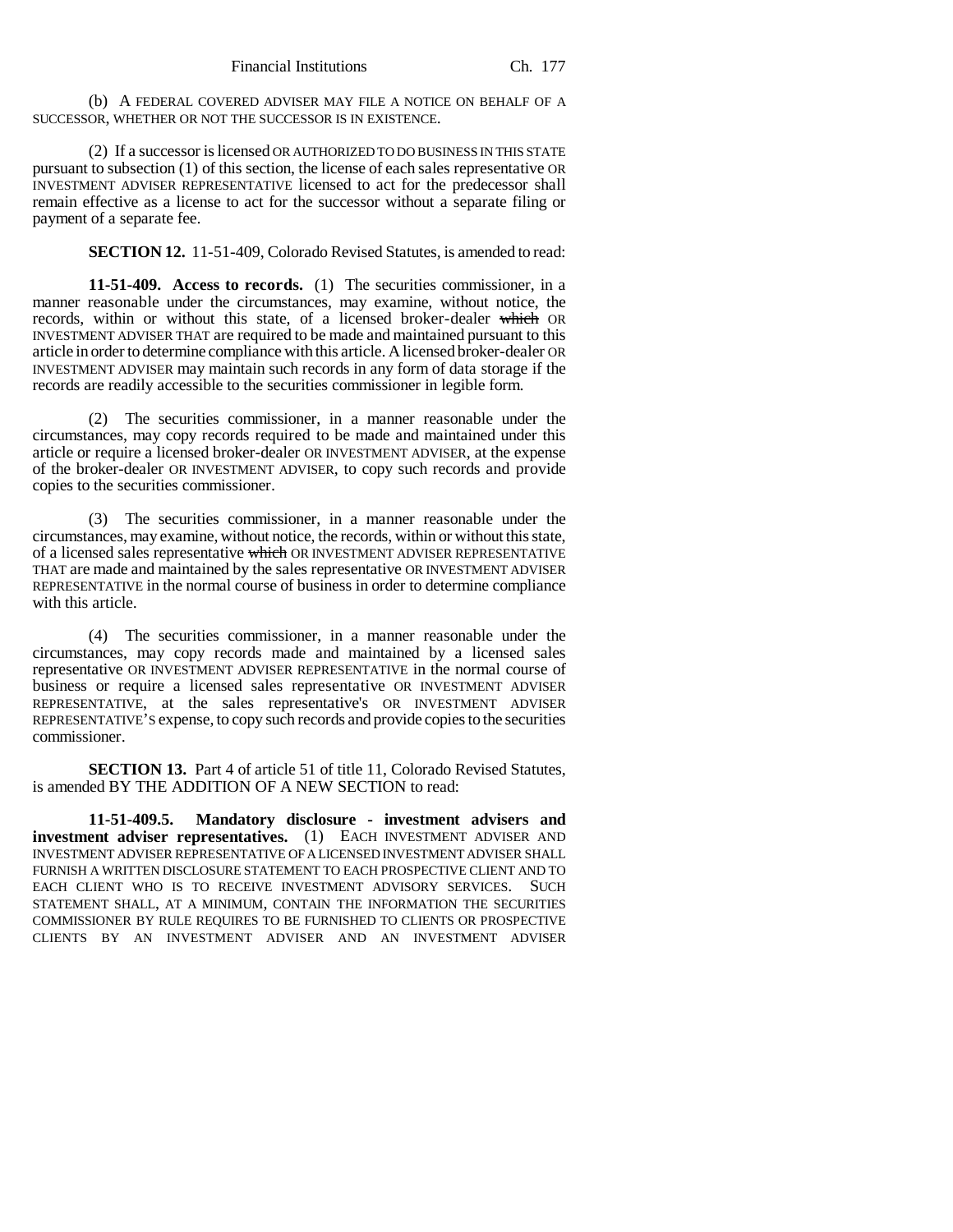(b) A FEDERAL COVERED ADVISER MAY FILE A NOTICE ON BEHALF OF A SUCCESSOR, WHETHER OR NOT THE SUCCESSOR IS IN EXISTENCE.

(2) If a successor is licensed OR AUTHORIZED TO DO BUSINESS IN THIS STATE pursuant to subsection (1) of this section, the license of each sales representative OR INVESTMENT ADVISER REPRESENTATIVE licensed to act for the predecessor shall remain effective as a license to act for the successor without a separate filing or payment of a separate fee.

**SECTION 12.** 11-51-409, Colorado Revised Statutes, is amended to read:

**11-51-409. Access to records.** (1) The securities commissioner, in a manner reasonable under the circumstances, may examine, without notice, the records, within or without this state, of a licensed broker-dealer ~~which~~ OR INVESTMENT ADVISER THAT are required to be made and maintained pursuant to this article in order to determine compliance with this article. A licensed broker-dealer OR INVESTMENT ADVISER may maintain such records in any form of data storage if the records are readily accessible to the securities commissioner in legible form.

(2) The securities commissioner, in a manner reasonable under the circumstances, may copy records required to be made and maintained under this article or require a licensed broker-dealer OR INVESTMENT ADVISER, at the expense of the broker-dealer OR INVESTMENT ADVISER, to copy such records and provide copies to the securities commissioner.

(3) The securities commissioner, in a manner reasonable under the circumstances, may examine, without notice, the records, within or without this state, of a licensed sales representative ~~which~~ OR INVESTMENT ADVISER REPRESENTATIVE THAT are made and maintained by the sales representative OR INVESTMENT ADVISER REPRESENTATIVE in the normal course of business in order to determine compliance with this article.

(4) The securities commissioner, in a manner reasonable under the circumstances, may copy records made and maintained by a licensed sales representative OR INVESTMENT ADVISER REPRESENTATIVE in the normal course of business or require a licensed sales representative OR INVESTMENT ADVISER REPRESENTATIVE, at the sales representative's OR INVESTMENT ADVISER REPRESENTATIVE'S expense, to copy such records and provide copies to the securities commissioner.

**SECTION 13.** Part 4 of article 51 of title 11, Colorado Revised Statutes, is amended BY THE ADDITION OF A NEW SECTION to read:

**11-51-409.5. Mandatory disclosure - investment advisers and investment adviser representatives.** (1) EACH INVESTMENT ADVISER AND INVESTMENT ADVISER REPRESENTATIVE OF A LICENSED INVESTMENT ADVISER SHALL FURNISH A WRITTEN DISCLOSURE STATEMENT TO EACH PROSPECTIVE CLIENT AND TO EACH CLIENT WHO IS TO RECEIVE INVESTMENT ADVISORY SERVICES. SUCH STATEMENT SHALL, AT A MINIMUM, CONTAIN THE INFORMATION THE SECURITIES COMMISSIONER BY RULE REQUIRES TO BE FURNISHED TO CLIENTS OR PROSPECTIVE CLIENTS BY AN INVESTMENT ADVISER AND AN INVESTMENT ADVISER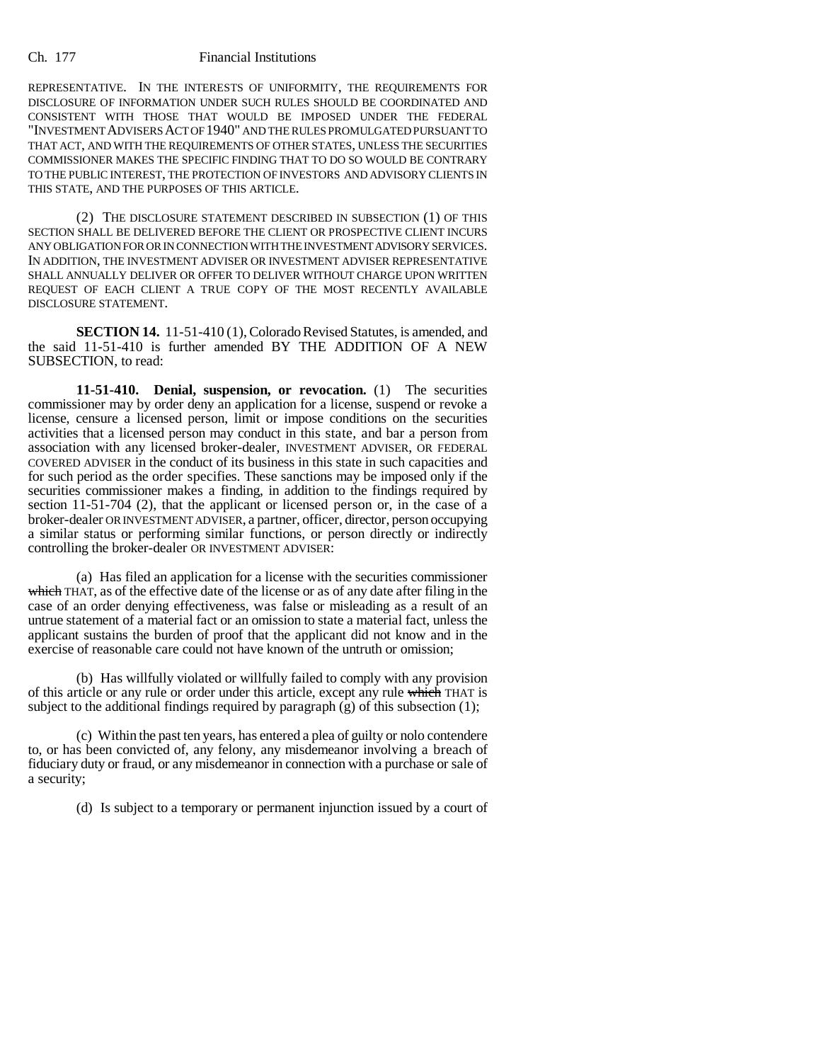REPRESENTATIVE. IN THE INTERESTS OF UNIFORMITY, THE REQUIREMENTS FOR DISCLOSURE OF INFORMATION UNDER SUCH RULES SHOULD BE COORDINATED AND CONSISTENT WITH THOSE THAT WOULD BE IMPOSED UNDER THE FEDERAL "INVESTMENT ADVISERS ACT OF 1940" AND THE RULES PROMULGATED PURSUANT TO THAT ACT, AND WITH THE REQUIREMENTS OF OTHER STATES, UNLESS THE SECURITIES COMMISSIONER MAKES THE SPECIFIC FINDING THAT TO DO SO WOULD BE CONTRARY TO THE PUBLIC INTEREST, THE PROTECTION OF INVESTORS AND ADVISORY CLIENTS IN THIS STATE, AND THE PURPOSES OF THIS ARTICLE.

(2) THE DISCLOSURE STATEMENT DESCRIBED IN SUBSECTION (1) OF THIS SECTION SHALL BE DELIVERED BEFORE THE CLIENT OR PROSPECTIVE CLIENT INCURS ANY OBLIGATION FOR OR IN CONNECTION WITH THE INVESTMENT ADVISORY SERVICES. IN ADDITION, THE INVESTMENT ADVISER OR INVESTMENT ADVISER REPRESENTATIVE SHALL ANNUALLY DELIVER OR OFFER TO DELIVER WITHOUT CHARGE UPON WRITTEN REQUEST OF EACH CLIENT A TRUE COPY OF THE MOST RECENTLY AVAILABLE DISCLOSURE STATEMENT.

**SECTION 14.** 11-51-410 (1), Colorado Revised Statutes, is amended, and the said 11-51-410 is further amended BY THE ADDITION OF A NEW SUBSECTION, to read:

**11-51-410. Denial, suspension, or revocation.** (1) The securities commissioner may by order deny an application for a license, suspend or revoke a license, censure a licensed person, limit or impose conditions on the securities activities that a licensed person may conduct in this state, and bar a person from association with any licensed broker-dealer, INVESTMENT ADVISER, OR FEDERAL COVERED ADVISER in the conduct of its business in this state in such capacities and for such period as the order specifies. These sanctions may be imposed only if the securities commissioner makes a finding, in addition to the findings required by section 11-51-704 (2), that the applicant or licensed person or, in the case of a broker-dealer OR INVESTMENT ADVISER, a partner, officer, director, person occupying a similar status or performing similar functions, or person directly or indirectly controlling the broker-dealer OR INVESTMENT ADVISER:

(a) Has filed an application for a license with the securities commissioner ~~which~~ THAT, as of the effective date of the license or as of any date after filing in the case of an order denying effectiveness, was false or misleading as a result of an untrue statement of a material fact or an omission to state a material fact, unless the applicant sustains the burden of proof that the applicant did not know and in the exercise of reasonable care could not have known of the untruth or omission;

(b) Has willfully violated or willfully failed to comply with any provision of this article or any rule or order under this article, except any rule ~~which~~ THAT is subject to the additional findings required by paragraph (g) of this subsection (1);

(c) Within the past ten years, has entered a plea of guilty or nolo contendere to, or has been convicted of, any felony, any misdemeanor involving a breach of fiduciary duty or fraud, or any misdemeanor in connection with a purchase or sale of a security;

(d) Is subject to a temporary or permanent injunction issued by a court of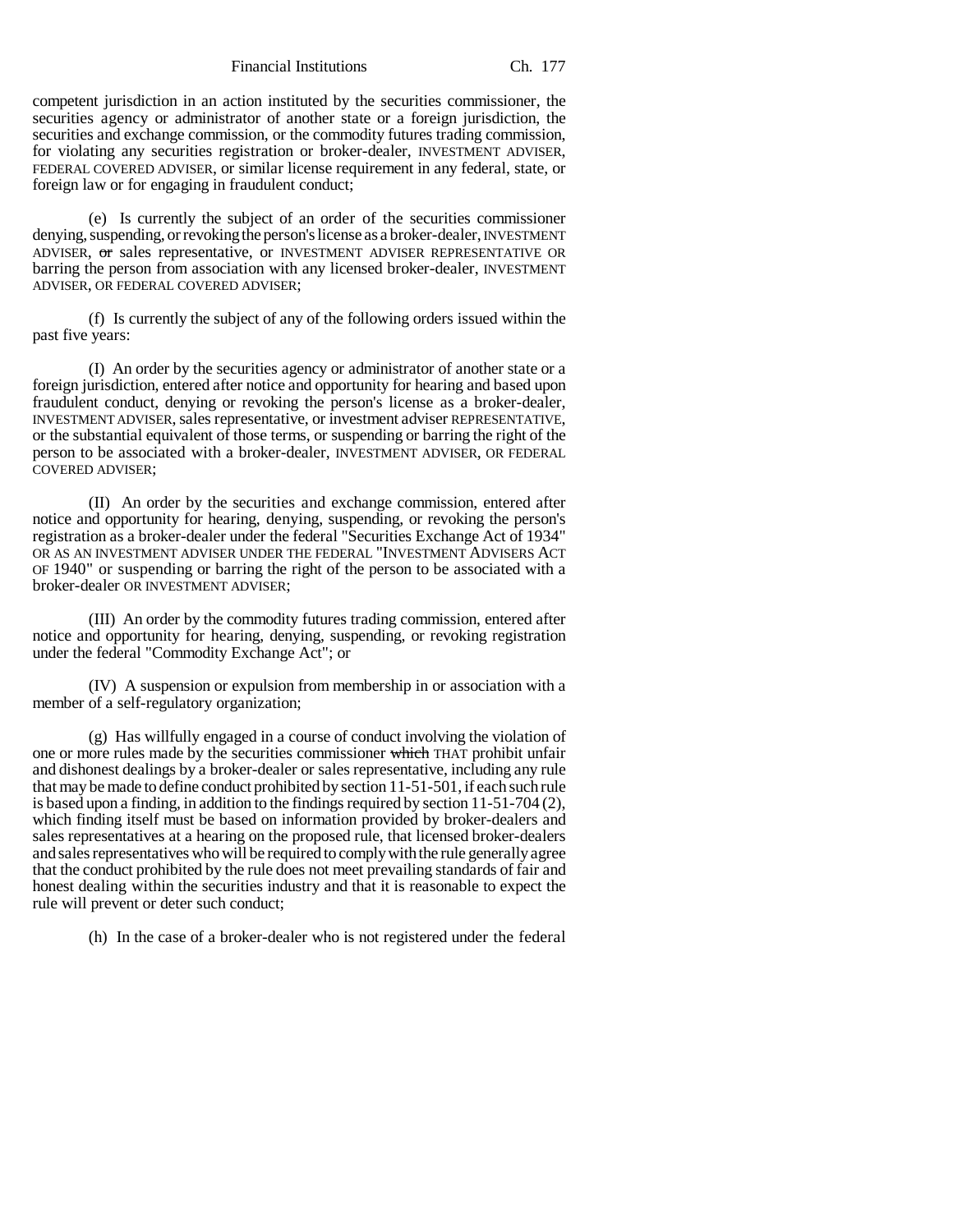competent jurisdiction in an action instituted by the securities commissioner, the securities agency or administrator of another state or a foreign jurisdiction, the securities and exchange commission, or the commodity futures trading commission, for violating any securities registration or broker-dealer, INVESTMENT ADVISER, FEDERAL COVERED ADVISER, or similar license requirement in any federal, state, or foreign law or for engaging in fraudulent conduct;

(e) Is currently the subject of an order of the securities commissioner denying, suspending, or revoking the person's license as a broker-dealer, INVESTMENT ADVISER, ~~or~~ sales representative, or INVESTMENT ADVISER REPRESENTATIVE OR barring the person from association with any licensed broker-dealer, INVESTMENT ADVISER, OR FEDERAL COVERED ADVISER;

(f) Is currently the subject of any of the following orders issued within the past five years:

(I) An order by the securities agency or administrator of another state or a foreign jurisdiction, entered after notice and opportunity for hearing and based upon fraudulent conduct, denying or revoking the person's license as a broker-dealer, INVESTMENT ADVISER, sales representative, or investment adviser REPRESENTATIVE, or the substantial equivalent of those terms, or suspending or barring the right of the person to be associated with a broker-dealer, INVESTMENT ADVISER, OR FEDERAL COVERED ADVISER;

(II) An order by the securities and exchange commission, entered after notice and opportunity for hearing, denying, suspending, or revoking the person's registration as a broker-dealer under the federal "Securities Exchange Act of 1934" OR AS AN INVESTMENT ADVISER UNDER THE FEDERAL "INVESTMENT ADVISERS ACT OF 1940" or suspending or barring the right of the person to be associated with a broker-dealer OR INVESTMENT ADVISER;

(III) An order by the commodity futures trading commission, entered after notice and opportunity for hearing, denying, suspending, or revoking registration under the federal "Commodity Exchange Act"; or

(IV) A suspension or expulsion from membership in or association with a member of a self-regulatory organization;

(g) Has willfully engaged in a course of conduct involving the violation of one or more rules made by the securities commissioner ~~which~~ THAT prohibit unfair and dishonest dealings by a broker-dealer or sales representative, including any rule that may be made to define conduct prohibited by section 11-51-501, if each such rule is based upon a finding, in addition to the findings required by section 11-51-704 (2), which finding itself must be based on information provided by broker-dealers and sales representatives at a hearing on the proposed rule, that licensed broker-dealers and sales representatives who will be required to comply with the rule generally agree that the conduct prohibited by the rule does not meet prevailing standards of fair and honest dealing within the securities industry and that it is reasonable to expect the rule will prevent or deter such conduct;

(h) In the case of a broker-dealer who is not registered under the federal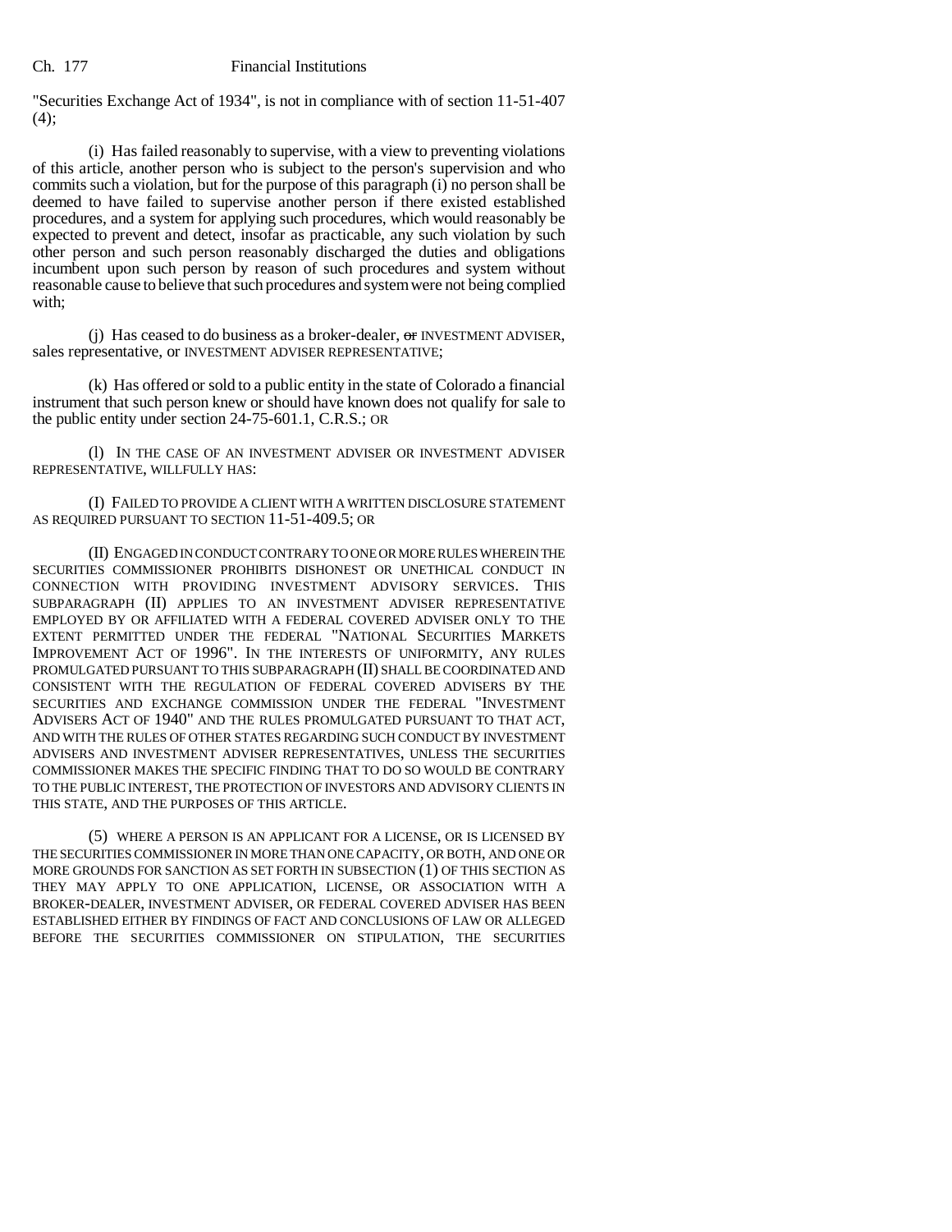"Securities Exchange Act of 1934", is not in compliance with of section 11-51-407 (4);

(i) Has failed reasonably to supervise, with a view to preventing violations of this article, another person who is subject to the person's supervision and who commits such a violation, but for the purpose of this paragraph (i) no person shall be deemed to have failed to supervise another person if there existed established procedures, and a system for applying such procedures, which would reasonably be expected to prevent and detect, insofar as practicable, any such violation by such other person and such person reasonably discharged the duties and obligations incumbent upon such person by reason of such procedures and system without reasonable cause to believe that such procedures and system were not being complied with;

(j) Has ceased to do business as a broker-dealer, ~~or~~ INVESTMENT ADVISER, sales representative, or INVESTMENT ADVISER REPRESENTATIVE;

(k) Has offered or sold to a public entity in the state of Colorado a financial instrument that such person knew or should have known does not qualify for sale to the public entity under section 24-75-601.1, C.R.S.; OR

(l) IN THE CASE OF AN INVESTMENT ADVISER OR INVESTMENT ADVISER REPRESENTATIVE, WILLFULLY HAS:

(I) FAILED TO PROVIDE A CLIENT WITH A WRITTEN DISCLOSURE STATEMENT AS REQUIRED PURSUANT TO SECTION 11-51-409.5; OR

(II) ENGAGED IN CONDUCT CONTRARY TO ONE OR MORE RULES WHEREIN THE SECURITIES COMMISSIONER PROHIBITS DISHONEST OR UNETHICAL CONDUCT IN CONNECTION WITH PROVIDING INVESTMENT ADVISORY SERVICES. THIS SUBPARAGRAPH (II) APPLIES TO AN INVESTMENT ADVISER REPRESENTATIVE EMPLOYED BY OR AFFILIATED WITH A FEDERAL COVERED ADVISER ONLY TO THE EXTENT PERMITTED UNDER THE FEDERAL "NATIONAL SECURITIES MARKETS IMPROVEMENT ACT OF 1996". IN THE INTERESTS OF UNIFORMITY, ANY RULES PROMULGATED PURSUANT TO THIS SUBPARAGRAPH (II) SHALL BE COORDINATED AND CONSISTENT WITH THE REGULATION OF FEDERAL COVERED ADVISERS BY THE SECURITIES AND EXCHANGE COMMISSION UNDER THE FEDERAL "INVESTMENT ADVISERS ACT OF 1940" AND THE RULES PROMULGATED PURSUANT TO THAT ACT, AND WITH THE RULES OF OTHER STATES REGARDING SUCH CONDUCT BY INVESTMENT ADVISERS AND INVESTMENT ADVISER REPRESENTATIVES, UNLESS THE SECURITIES COMMISSIONER MAKES THE SPECIFIC FINDING THAT TO DO SO WOULD BE CONTRARY TO THE PUBLIC INTEREST, THE PROTECTION OF INVESTORS AND ADVISORY CLIENTS IN THIS STATE, AND THE PURPOSES OF THIS ARTICLE.

(5) WHERE A PERSON IS AN APPLICANT FOR A LICENSE, OR IS LICENSED BY THE SECURITIES COMMISSIONER IN MORE THAN ONE CAPACITY, OR BOTH, AND ONE OR MORE GROUNDS FOR SANCTION AS SET FORTH IN SUBSECTION (1) OF THIS SECTION AS THEY MAY APPLY TO ONE APPLICATION, LICENSE, OR ASSOCIATION WITH A BROKER-DEALER, INVESTMENT ADVISER, OR FEDERAL COVERED ADVISER HAS BEEN ESTABLISHED EITHER BY FINDINGS OF FACT AND CONCLUSIONS OF LAW OR ALLEGED BEFORE THE SECURITIES COMMISSIONER ON STIPULATION, THE SECURITIES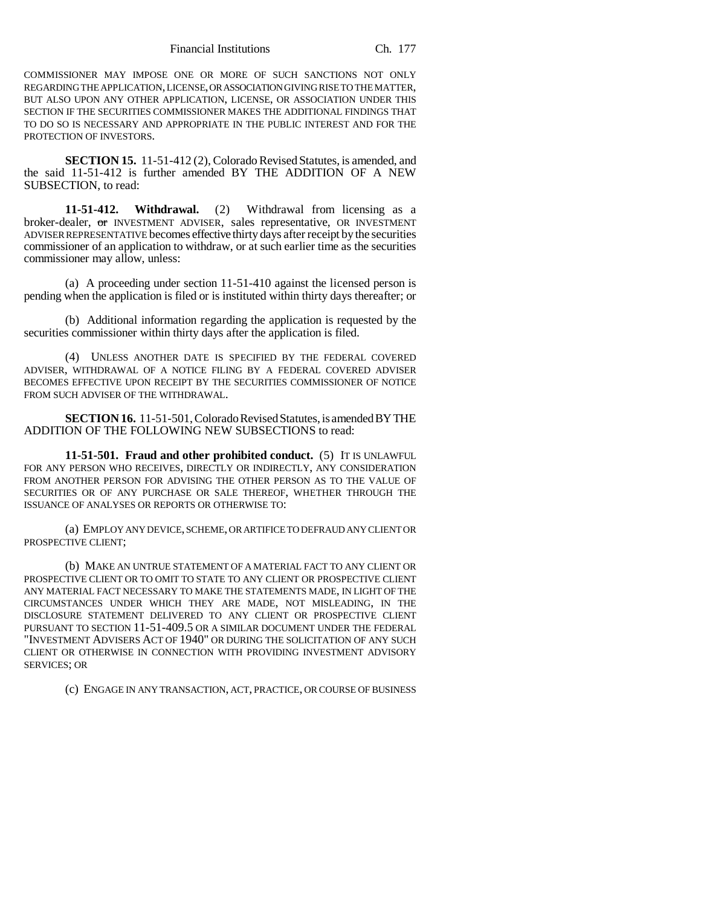COMMISSIONER MAY IMPOSE ONE OR MORE OF SUCH SANCTIONS NOT ONLY REGARDING THE APPLICATION, LICENSE, OR ASSOCIATION GIVING RISE TO THE MATTER, BUT ALSO UPON ANY OTHER APPLICATION, LICENSE, OR ASSOCIATION UNDER THIS SECTION IF THE SECURITIES COMMISSIONER MAKES THE ADDITIONAL FINDINGS THAT TO DO SO IS NECESSARY AND APPROPRIATE IN THE PUBLIC INTEREST AND FOR THE PROTECTION OF INVESTORS.

**SECTION 15.** 11-51-412 (2), Colorado Revised Statutes, is amended, and the said 11-51-412 is further amended BY THE ADDITION OF A NEW SUBSECTION, to read:

**11-51-412. Withdrawal.** (2) Withdrawal from licensing as a broker-dealer, ~~or~~ INVESTMENT ADVISER, sales representative, OR INVESTMENT ADVISER REPRESENTATIVE becomes effective thirty days after receipt by the securities commissioner of an application to withdraw, or at such earlier time as the securities commissioner may allow, unless:

(a) A proceeding under section 11-51-410 against the licensed person is pending when the application is filed or is instituted within thirty days thereafter; or

(b) Additional information regarding the application is requested by the securities commissioner within thirty days after the application is filed.

(4) UNLESS ANOTHER DATE IS SPECIFIED BY THE FEDERAL COVERED ADVISER, WITHDRAWAL OF A NOTICE FILING BY A FEDERAL COVERED ADVISER BECOMES EFFECTIVE UPON RECEIPT BY THE SECURITIES COMMISSIONER OF NOTICE FROM SUCH ADVISER OF THE WITHDRAWAL.

**SECTION 16.** 11-51-501, Colorado Revised Statutes, is amended BY THE ADDITION OF THE FOLLOWING NEW SUBSECTIONS to read:

**11-51-501. Fraud and other prohibited conduct.** (5) IT IS UNLAWFUL FOR ANY PERSON WHO RECEIVES, DIRECTLY OR INDIRECTLY, ANY CONSIDERATION FROM ANOTHER PERSON FOR ADVISING THE OTHER PERSON AS TO THE VALUE OF SECURITIES OR OF ANY PURCHASE OR SALE THEREOF, WHETHER THROUGH THE ISSUANCE OF ANALYSES OR REPORTS OR OTHERWISE TO:

(a) EMPLOY ANY DEVICE, SCHEME, OR ARTIFICE TO DEFRAUD ANY CLIENT OR PROSPECTIVE CLIENT;

(b) MAKE AN UNTRUE STATEMENT OF A MATERIAL FACT TO ANY CLIENT OR PROSPECTIVE CLIENT OR TO OMIT TO STATE TO ANY CLIENT OR PROSPECTIVE CLIENT ANY MATERIAL FACT NECESSARY TO MAKE THE STATEMENTS MADE, IN LIGHT OF THE CIRCUMSTANCES UNDER WHICH THEY ARE MADE, NOT MISLEADING, IN THE DISCLOSURE STATEMENT DELIVERED TO ANY CLIENT OR PROSPECTIVE CLIENT PURSUANT TO SECTION 11-51-409.5 OR A SIMILAR DOCUMENT UNDER THE FEDERAL "INVESTMENT ADVISERS ACT OF 1940" OR DURING THE SOLICITATION OF ANY SUCH CLIENT OR OTHERWISE IN CONNECTION WITH PROVIDING INVESTMENT ADVISORY SERVICES; OR

(c) ENGAGE IN ANY TRANSACTION, ACT, PRACTICE, OR COURSE OF BUSINESS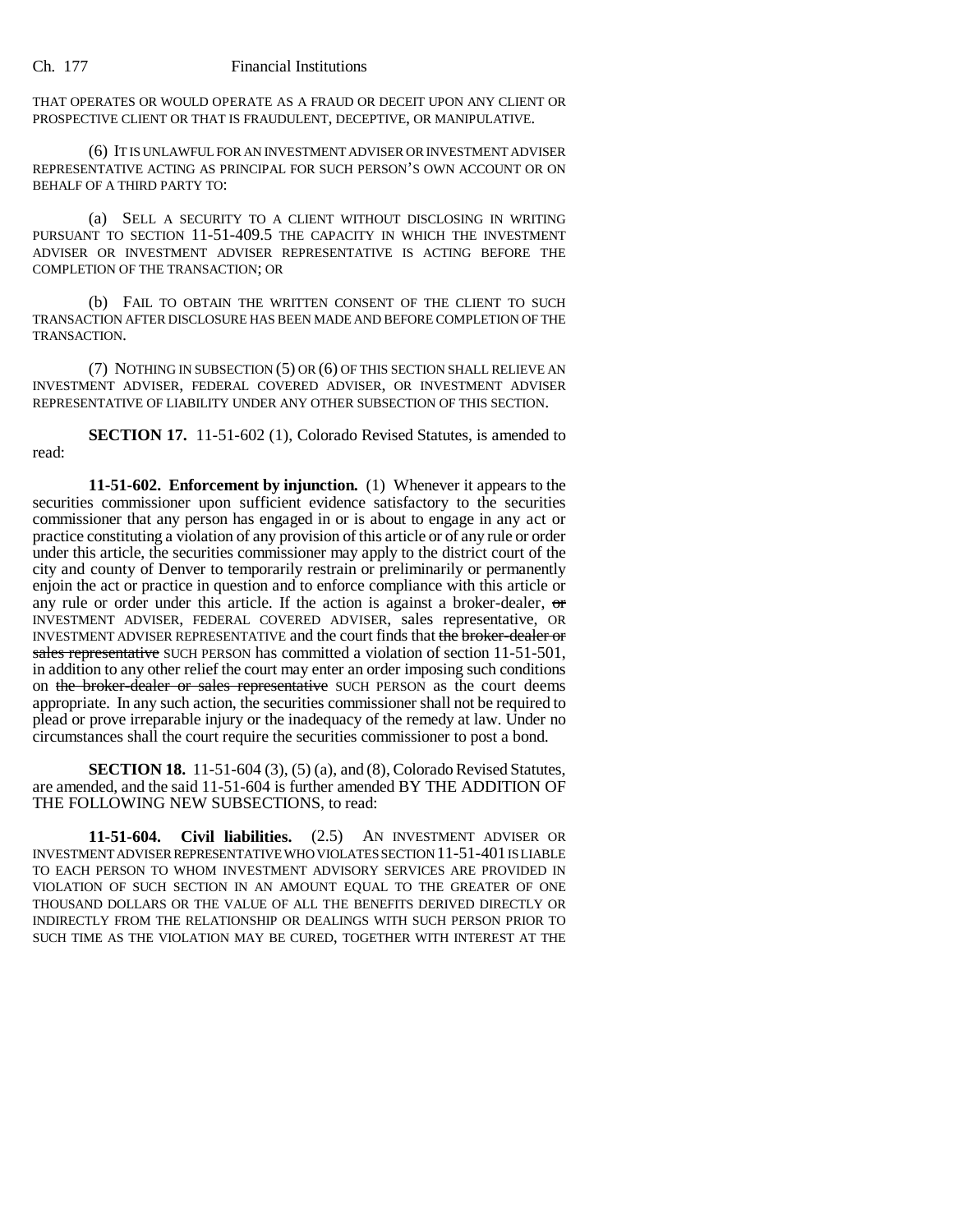THAT OPERATES OR WOULD OPERATE AS A FRAUD OR DECEIT UPON ANY CLIENT OR PROSPECTIVE CLIENT OR THAT IS FRAUDULENT, DECEPTIVE, OR MANIPULATIVE.

(6) IT IS UNLAWFUL FOR AN INVESTMENT ADVISER OR INVESTMENT ADVISER REPRESENTATIVE ACTING AS PRINCIPAL FOR SUCH PERSON'S OWN ACCOUNT OR ON BEHALF OF A THIRD PARTY TO:

(a) SELL A SECURITY TO A CLIENT WITHOUT DISCLOSING IN WRITING PURSUANT TO SECTION 11-51-409.5 THE CAPACITY IN WHICH THE INVESTMENT ADVISER OR INVESTMENT ADVISER REPRESENTATIVE IS ACTING BEFORE THE COMPLETION OF THE TRANSACTION; OR

(b) FAIL TO OBTAIN THE WRITTEN CONSENT OF THE CLIENT TO SUCH TRANSACTION AFTER DISCLOSURE HAS BEEN MADE AND BEFORE COMPLETION OF THE TRANSACTION.

(7) NOTHING IN SUBSECTION (5) OR (6) OF THIS SECTION SHALL RELIEVE AN INVESTMENT ADVISER, FEDERAL COVERED ADVISER, OR INVESTMENT ADVISER REPRESENTATIVE OF LIABILITY UNDER ANY OTHER SUBSECTION OF THIS SECTION.

**SECTION 17.** 11-51-602 (1), Colorado Revised Statutes, is amended to read:

**11-51-602. Enforcement by injunction.** (1) Whenever it appears to the securities commissioner upon sufficient evidence satisfactory to the securities commissioner that any person has engaged in or is about to engage in any act or practice constituting a violation of any provision of this article or of any rule or order under this article, the securities commissioner may apply to the district court of the city and county of Denver to temporarily restrain or preliminarily or permanently enjoin the act or practice in question and to enforce compliance with this article or any rule or order under this article. If the action is against a broker-dealer, ~~or~~ INVESTMENT ADVISER, FEDERAL COVERED ADVISER, sales representative, OR INVESTMENT ADVISER REPRESENTATIVE and the court finds that ~~the broker-dealer or sales representative~~ SUCH PERSON has committed a violation of section 11-51-501, in addition to any other relief the court may enter an order imposing such conditions on ~~the broker-dealer or sales representative~~ SUCH PERSON as the court deems appropriate. In any such action, the securities commissioner shall not be required to plead or prove irreparable injury or the inadequacy of the remedy at law. Under no circumstances shall the court require the securities commissioner to post a bond.

**SECTION 18.** 11-51-604 (3), (5) (a), and (8), Colorado Revised Statutes, are amended, and the said 11-51-604 is further amended BY THE ADDITION OF THE FOLLOWING NEW SUBSECTIONS, to read:

**11-51-604. Civil liabilities.** (2.5) AN INVESTMENT ADVISER OR INVESTMENT ADVISER REPRESENTATIVE WHO VIOLATES SECTION 11-51-401 IS LIABLE TO EACH PERSON TO WHOM INVESTMENT ADVISORY SERVICES ARE PROVIDED IN VIOLATION OF SUCH SECTION IN AN AMOUNT EQUAL TO THE GREATER OF ONE THOUSAND DOLLARS OR THE VALUE OF ALL THE BENEFITS DERIVED DIRECTLY OR INDIRECTLY FROM THE RELATIONSHIP OR DEALINGS WITH SUCH PERSON PRIOR TO SUCH TIME AS THE VIOLATION MAY BE CURED, TOGETHER WITH INTEREST AT THE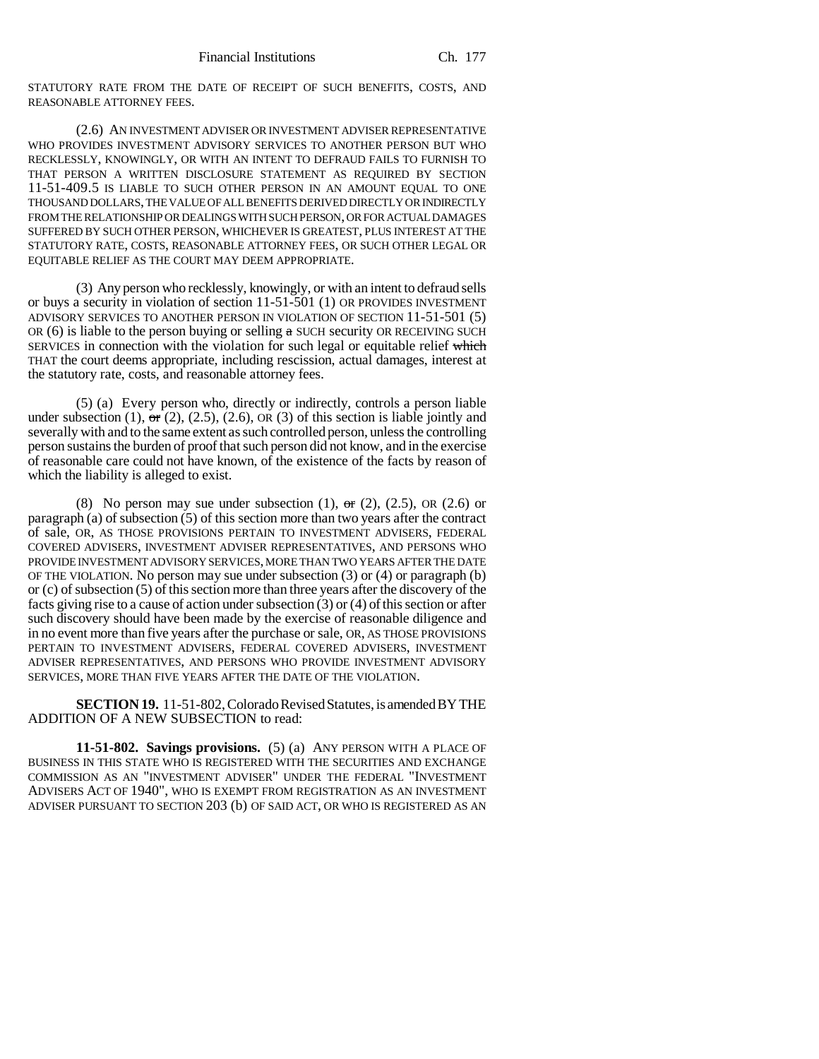STATUTORY RATE FROM THE DATE OF RECEIPT OF SUCH BENEFITS, COSTS, AND REASONABLE ATTORNEY FEES.

(2.6) AN INVESTMENT ADVISER OR INVESTMENT ADVISER REPRESENTATIVE WHO PROVIDES INVESTMENT ADVISORY SERVICES TO ANOTHER PERSON BUT WHO RECKLESSLY, KNOWINGLY, OR WITH AN INTENT TO DEFRAUD FAILS TO FURNISH TO THAT PERSON A WRITTEN DISCLOSURE STATEMENT AS REQUIRED BY SECTION 11-51-409.5 IS LIABLE TO SUCH OTHER PERSON IN AN AMOUNT EQUAL TO ONE THOUSAND DOLLARS, THE VALUE OF ALL BENEFITS DERIVED DIRECTLY OR INDIRECTLY FROM THE RELATIONSHIP OR DEALINGS WITH SUCH PERSON, OR FOR ACTUAL DAMAGES SUFFERED BY SUCH OTHER PERSON, WHICHEVER IS GREATEST, PLUS INTEREST AT THE STATUTORY RATE, COSTS, REASONABLE ATTORNEY FEES, OR SUCH OTHER LEGAL OR EQUITABLE RELIEF AS THE COURT MAY DEEM APPROPRIATE.

(3) Any person who recklessly, knowingly, or with an intent to defraud sells or buys a security in violation of section 11-51-501 (1) OR PROVIDES INVESTMENT ADVISORY SERVICES TO ANOTHER PERSON IN VIOLATION OF SECTION 11-51-501 (5) OR (6) is liable to the person buying or selling ~~a~~ SUCH security OR RECEIVING SUCH SERVICES in connection with the violation for such legal or equitable relief ~~which~~ THAT the court deems appropriate, including rescission, actual damages, interest at the statutory rate, costs, and reasonable attorney fees.

(5) (a) Every person who, directly or indirectly, controls a person liable under subsection (1), ~~or~~ (2), (2.5), (2.6), OR (3) of this section is liable jointly and severally with and to the same extent as such controlled person, unless the controlling person sustains the burden of proof that such person did not know, and in the exercise of reasonable care could not have known, of the existence of the facts by reason of which the liability is alleged to exist.

(8) No person may sue under subsection (1), ~~or~~ (2), (2.5), OR (2.6) or paragraph (a) of subsection (5) of this section more than two years after the contract of sale, OR, AS THOSE PROVISIONS PERTAIN TO INVESTMENT ADVISERS, FEDERAL COVERED ADVISERS, INVESTMENT ADVISER REPRESENTATIVES, AND PERSONS WHO PROVIDE INVESTMENT ADVISORY SERVICES, MORE THAN TWO YEARS AFTER THE DATE OF THE VIOLATION. No person may sue under subsection (3) or (4) or paragraph (b) or (c) of subsection (5) of this section more than three years after the discovery of the facts giving rise to a cause of action under subsection (3) or (4) of this section or after such discovery should have been made by the exercise of reasonable diligence and in no event more than five years after the purchase or sale, OR, AS THOSE PROVISIONS PERTAIN TO INVESTMENT ADVISERS, FEDERAL COVERED ADVISERS, INVESTMENT ADVISER REPRESENTATIVES, AND PERSONS WHO PROVIDE INVESTMENT ADVISORY SERVICES, MORE THAN FIVE YEARS AFTER THE DATE OF THE VIOLATION.

**SECTION 19.** 11-51-802, Colorado Revised Statutes, is amended BY THE ADDITION OF A NEW SUBSECTION to read:

**11-51-802. Savings provisions.** (5) (a) ANY PERSON WITH A PLACE OF BUSINESS IN THIS STATE WHO IS REGISTERED WITH THE SECURITIES AND EXCHANGE COMMISSION AS AN "INVESTMENT ADVISER" UNDER THE FEDERAL "INVESTMENT ADVISERS ACT OF 1940", WHO IS EXEMPT FROM REGISTRATION AS AN INVESTMENT ADVISER PURSUANT TO SECTION 203 (b) OF SAID ACT, OR WHO IS REGISTERED AS AN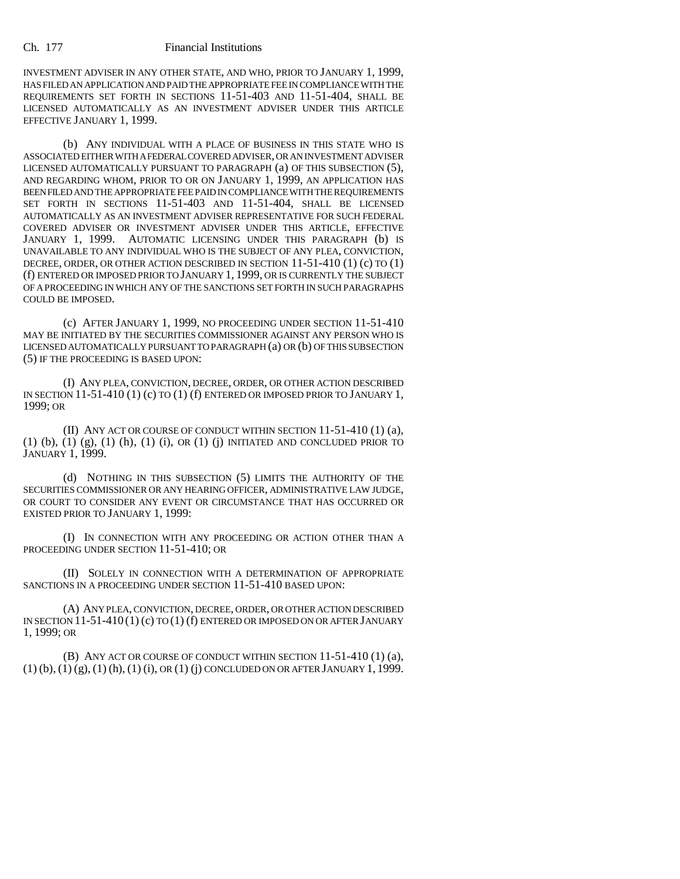INVESTMENT ADVISER IN ANY OTHER STATE, AND WHO, PRIOR TO JANUARY 1, 1999, HAS FILED AN APPLICATION AND PAID THE APPROPRIATE FEE IN COMPLIANCE WITH THE REQUIREMENTS SET FORTH IN SECTIONS 11-51-403 AND 11-51-404, SHALL BE LICENSED AUTOMATICALLY AS AN INVESTMENT ADVISER UNDER THIS ARTICLE EFFECTIVE JANUARY 1, 1999.

(b) ANY INDIVIDUAL WITH A PLACE OF BUSINESS IN THIS STATE WHO IS ASSOCIATED EITHER WITH A FEDERAL COVERED ADVISER, OR AN INVESTMENT ADVISER LICENSED AUTOMATICALLY PURSUANT TO PARAGRAPH (a) OF THIS SUBSECTION (5), AND REGARDING WHOM, PRIOR TO OR ON JANUARY 1, 1999, AN APPLICATION HAS BEEN FILED AND THE APPROPRIATE FEE PAID IN COMPLIANCE WITH THE REQUIREMENTS SET FORTH IN SECTIONS 11-51-403 AND 11-51-404, SHALL BE LICENSED AUTOMATICALLY AS AN INVESTMENT ADVISER REPRESENTATIVE FOR SUCH FEDERAL COVERED ADVISER OR INVESTMENT ADVISER UNDER THIS ARTICLE, EFFECTIVE JANUARY 1, 1999. AUTOMATIC LICENSING UNDER THIS PARAGRAPH (b) IS UNAVAILABLE TO ANY INDIVIDUAL WHO IS THE SUBJECT OF ANY PLEA, CONVICTION, DECREE, ORDER, OR OTHER ACTION DESCRIBED IN SECTION 11-51-410 (1) (c) TO (1) (f) ENTERED OR IMPOSED PRIOR TO JANUARY 1, 1999, OR IS CURRENTLY THE SUBJECT OF A PROCEEDING IN WHICH ANY OF THE SANCTIONS SET FORTH IN SUCH PARAGRAPHS COULD BE IMPOSED.

(c) AFTER JANUARY 1, 1999, NO PROCEEDING UNDER SECTION 11-51-410 MAY BE INITIATED BY THE SECURITIES COMMISSIONER AGAINST ANY PERSON WHO IS LICENSED AUTOMATICALLY PURSUANT TO PARAGRAPH (a) OR (b) OF THIS SUBSECTION (5) IF THE PROCEEDING IS BASED UPON:

(I) ANY PLEA, CONVICTION, DECREE, ORDER, OR OTHER ACTION DESCRIBED IN SECTION 11-51-410 (1) (c) TO (1) (f) ENTERED OR IMPOSED PRIOR TO JANUARY 1, 1999; OR

(II) ANY ACT OR COURSE OF CONDUCT WITHIN SECTION 11-51-410 (1) (a), (1) (b), (1) (g), (1) (h), (1) (i), OR (1) (j) INITIATED AND CONCLUDED PRIOR TO JANUARY 1, 1999.

(d) NOTHING IN THIS SUBSECTION (5) LIMITS THE AUTHORITY OF THE SECURITIES COMMISSIONER OR ANY HEARING OFFICER, ADMINISTRATIVE LAW JUDGE, OR COURT TO CONSIDER ANY EVENT OR CIRCUMSTANCE THAT HAS OCCURRED OR EXISTED PRIOR TO JANUARY 1, 1999:

(I) IN CONNECTION WITH ANY PROCEEDING OR ACTION OTHER THAN A PROCEEDING UNDER SECTION 11-51-410; OR

(II) SOLELY IN CONNECTION WITH A DETERMINATION OF APPROPRIATE SANCTIONS IN A PROCEEDING UNDER SECTION 11-51-410 BASED UPON:

(A) ANY PLEA, CONVICTION, DECREE, ORDER, OR OTHER ACTION DESCRIBED IN SECTION 11-51-410 (1) (c) TO (1) (f) ENTERED OR IMPOSED ON OR AFTER JANUARY 1, 1999; OR

(B) ANY ACT OR COURSE OF CONDUCT WITHIN SECTION 11-51-410 (1) (a), (1) (b), (1) (g), (1) (h), (1) (i), OR (1) (j) CONCLUDED ON OR AFTER JANUARY 1, 1999.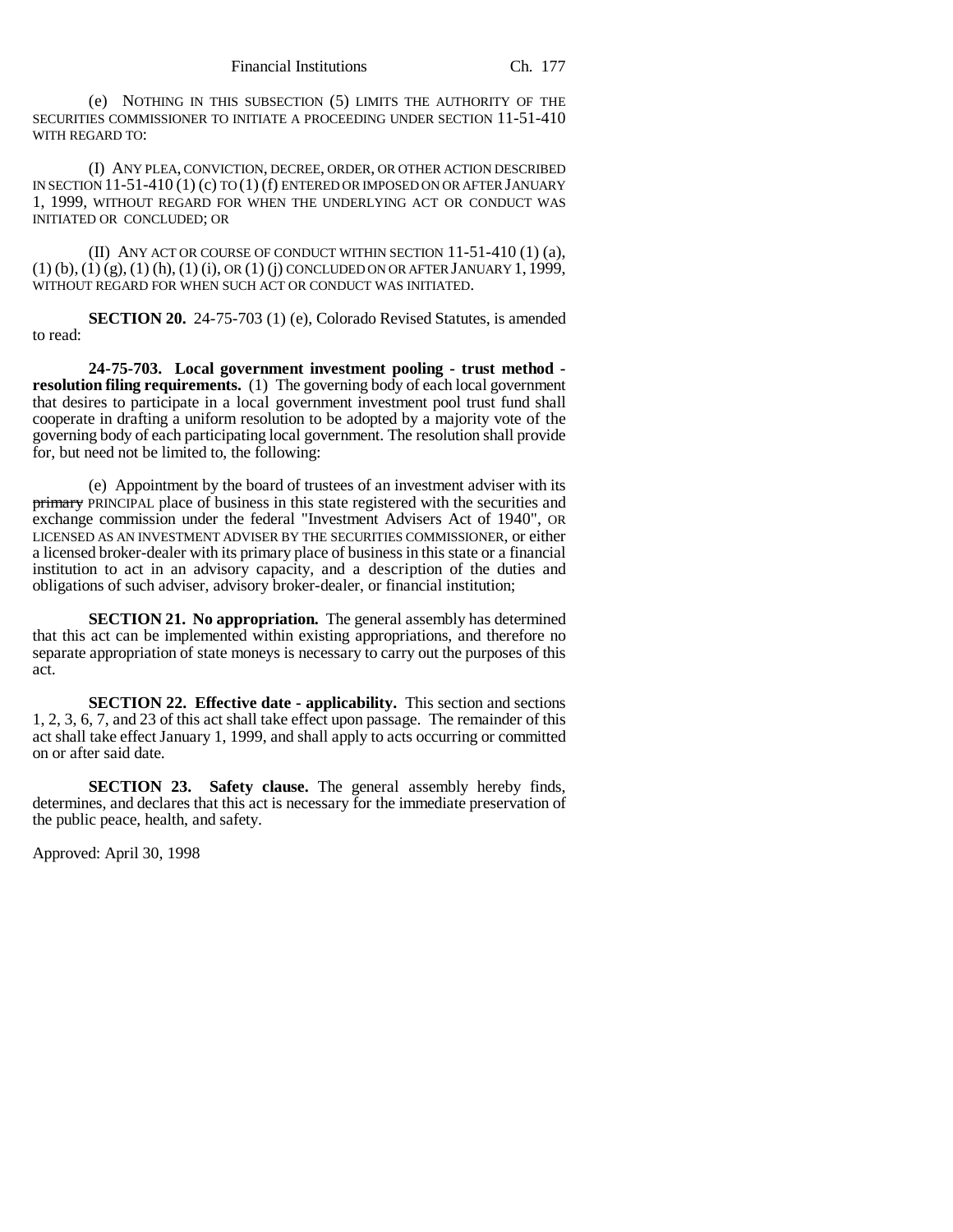(e) NOTHING IN THIS SUBSECTION (5) LIMITS THE AUTHORITY OF THE SECURITIES COMMISSIONER TO INITIATE A PROCEEDING UNDER SECTION 11-51-410 WITH REGARD TO:

(I) ANY PLEA, CONVICTION, DECREE, ORDER, OR OTHER ACTION DESCRIBED IN SECTION 11-51-410 (1) (c) TO (1) (f) ENTERED OR IMPOSED ON OR AFTER JANUARY 1, 1999, WITHOUT REGARD FOR WHEN THE UNDERLYING ACT OR CONDUCT WAS INITIATED OR CONCLUDED; OR

(II) ANY ACT OR COURSE OF CONDUCT WITHIN SECTION 11-51-410 (1) (a), (1) (b), (1) (g), (1) (h), (1) (i), OR (1) (j) CONCLUDED ON OR AFTER JANUARY 1, 1999, WITHOUT REGARD FOR WHEN SUCH ACT OR CONDUCT WAS INITIATED.

**SECTION 20.** 24-75-703 (1) (e), Colorado Revised Statutes, is amended to read:

**24-75-703. Local government investment pooling - trust method - resolution filing requirements.** (1) The governing body of each local government that desires to participate in a local government investment pool trust fund shall cooperate in drafting a uniform resolution to be adopted by a majority vote of the governing body of each participating local government. The resolution shall provide for, but need not be limited to, the following:

(e) Appointment by the board of trustees of an investment adviser with its ~~primary~~ PRINCIPAL place of business in this state registered with the securities and exchange commission under the federal "Investment Advisers Act of 1940", OR LICENSED AS AN INVESTMENT ADVISER BY THE SECURITIES COMMISSIONER, or either a licensed broker-dealer with its primary place of business in this state or a financial institution to act in an advisory capacity, and a description of the duties and obligations of such adviser, advisory broker-dealer, or financial institution;

**SECTION 21. No appropriation.** The general assembly has determined that this act can be implemented within existing appropriations, and therefore no separate appropriation of state moneys is necessary to carry out the purposes of this act.

**SECTION 22. Effective date - applicability.** This section and sections 1, 2, 3, 6, 7, and 23 of this act shall take effect upon passage. The remainder of this act shall take effect January 1, 1999, and shall apply to acts occurring or committed on or after said date.

**SECTION 23. Safety clause.** The general assembly hereby finds, determines, and declares that this act is necessary for the immediate preservation of the public peace, health, and safety.

Approved: April 30, 1998